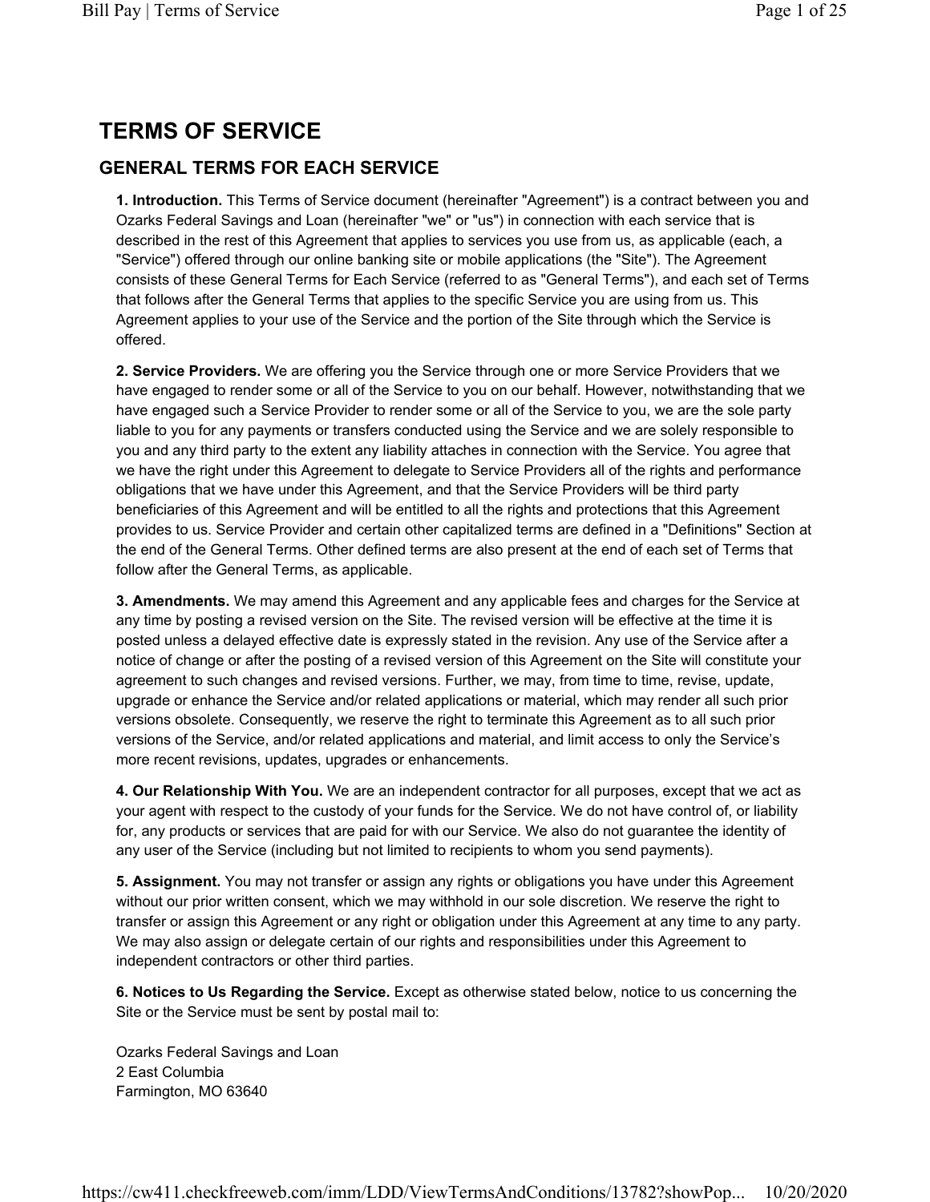# TERMS OF SERVICE

## GENERAL TERMS FOR EACH SERVICE

**1. Introduction.** This Terms of Service document (hereinafter "Agreement") is a contract between you and Ozarks Federal Savings and Loan (hereinafter "we" or "us") in connection with each service that is described in the rest of this Agreement that applies to services you use from us, as applicable (each, a "Service") offered through our online banking site or mobile applications (the "Site"). The Agreement consists of these General Terms for Each Service (referred to as "General Terms"), and each set of Terms that follows after the General Terms that applies to the specific Service you are using from us. This Agreement applies to your use of the Service and the portion of the Site through which the Service is offered.

**2. Service Providers.** We are offering you the Service through one or more Service Providers that we have engaged to render some or all of the Service to you on our behalf. However, notwithstanding that we have engaged such a Service Provider to render some or all of the Service to you, we are the sole party liable to you for any payments or transfers conducted using the Service and we are solely responsible to you and any third party to the extent any liability attaches in connection with the Service. You agree that we have the right under this Agreement to delegate to Service Providers all of the rights and performance obligations that we have under this Agreement, and that the Service Providers will be third party beneficiaries of this Agreement and will be entitled to all the rights and protections that this Agreement provides to us. Service Provider and certain other capitalized terms are defined in a "Definitions" Section at the end of the General Terms. Other defined terms are also present at the end of each set of Terms that follow after the General Terms, as applicable.

**3. Amendments.** We may amend this Agreement and any applicable fees and charges for the Service at any time by posting a revised version on the Site. The revised version will be effective at the time it is posted unless a delayed effective date is expressly stated in the revision. Any use of the Service after a notice of change or after the posting of a revised version of this Agreement on the Site will constitute your agreement to such changes and revised versions. Further, we may, from time to time, revise, update, upgrade or enhance the Service and/or related applications or material, which may render all such prior versions obsolete. Consequently, we reserve the right to terminate this Agreement as to all such prior versions of the Service, and/or related applications and material, and limit access to only the Service's more recent revisions, updates, upgrades or enhancements.

**4. Our Relationship With You.** We are an independent contractor for all purposes, except that we act as your agent with respect to the custody of your funds for the Service. We do not have control of, or liability for, any products or services that are paid for with our Service. We also do not guarantee the identity of any user of the Service (including but not limited to recipients to whom you send payments).

**5. Assignment.** You may not transfer or assign any rights or obligations you have under this Agreement without our prior written consent, which we may withhold in our sole discretion. We reserve the right to transfer or assign this Agreement or any right or obligation under this Agreement at any time to any party. We may also assign or delegate certain of our rights and responsibilities under this Agreement to independent contractors or other third parties.

**6. Notices to Us Regarding the Service.** Except as otherwise stated below, notice to us concerning the Site or the Service must be sent by postal mail to:

Ozarks Federal Savings and Loan
2 East Columbia
Farmington, MO 63640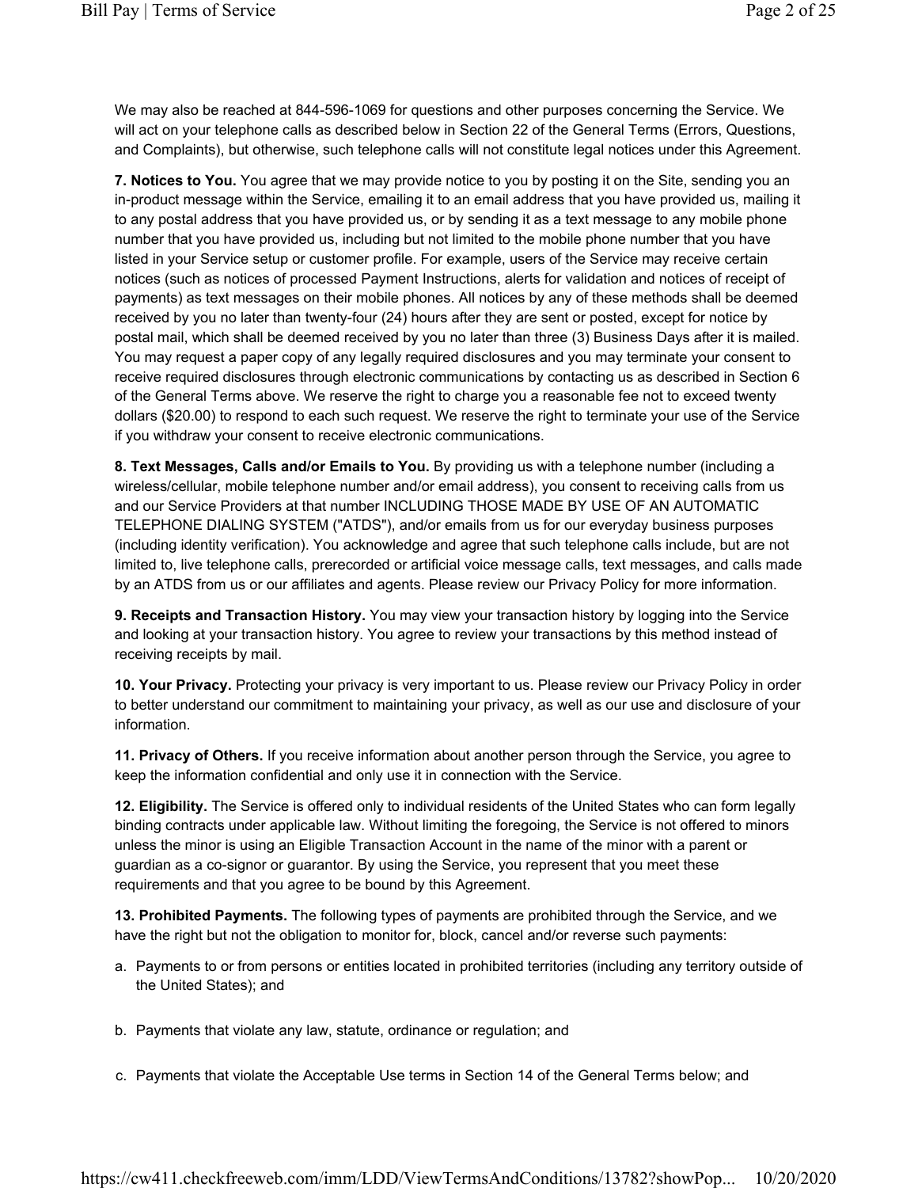We may also be reached at 844-596-1069 for questions and other purposes concerning the Service. We will act on your telephone calls as described below in Section 22 of the General Terms (Errors, Questions, and Complaints), but otherwise, such telephone calls will not constitute legal notices under this Agreement.

**7. Notices to You.** You agree that we may provide notice to you by posting it on the Site, sending you an in-product message within the Service, emailing it to an email address that you have provided us, mailing it to any postal address that you have provided us, or by sending it as a text message to any mobile phone number that you have provided us, including but not limited to the mobile phone number that you have listed in your Service setup or customer profile. For example, users of the Service may receive certain notices (such as notices of processed Payment Instructions, alerts for validation and notices of receipt of payments) as text messages on their mobile phones. All notices by any of these methods shall be deemed received by you no later than twenty-four (24) hours after they are sent or posted, except for notice by postal mail, which shall be deemed received by you no later than three (3) Business Days after it is mailed. You may request a paper copy of any legally required disclosures and you may terminate your consent to receive required disclosures through electronic communications by contacting us as described in Section 6 of the General Terms above. We reserve the right to charge you a reasonable fee not to exceed twenty dollars ($20.00) to respond to each such request. We reserve the right to terminate your use of the Service if you withdraw your consent to receive electronic communications.

**8. Text Messages, Calls and/or Emails to You.** By providing us with a telephone number (including a wireless/cellular, mobile telephone number and/or email address), you consent to receiving calls from us and our Service Providers at that number INCLUDING THOSE MADE BY USE OF AN AUTOMATIC TELEPHONE DIALING SYSTEM ("ATDS"), and/or emails from us for our everyday business purposes (including identity verification). You acknowledge and agree that such telephone calls include, but are not limited to, live telephone calls, prerecorded or artificial voice message calls, text messages, and calls made by an ATDS from us or our affiliates and agents. Please review our Privacy Policy for more information.

**9. Receipts and Transaction History.** You may view your transaction history by logging into the Service and looking at your transaction history. You agree to review your transactions by this method instead of receiving receipts by mail.

**10. Your Privacy.** Protecting your privacy is very important to us. Please review our Privacy Policy in order to better understand our commitment to maintaining your privacy, as well as our use and disclosure of your information.

**11. Privacy of Others.** If you receive information about another person through the Service, you agree to keep the information confidential and only use it in connection with the Service.

**12. Eligibility.** The Service is offered only to individual residents of the United States who can form legally binding contracts under applicable law. Without limiting the foregoing, the Service is not offered to minors unless the minor is using an Eligible Transaction Account in the name of the minor with a parent or guardian as a co-signor or guarantor. By using the Service, you represent that you meet these requirements and that you agree to be bound by this Agreement.

**13. Prohibited Payments.** The following types of payments are prohibited through the Service, and we have the right but not the obligation to monitor for, block, cancel and/or reverse such payments:

a. Payments to or from persons or entities located in prohibited territories (including any territory outside of the United States); and

b. Payments that violate any law, statute, ordinance or regulation; and

c. Payments that violate the Acceptable Use terms in Section 14 of the General Terms below; and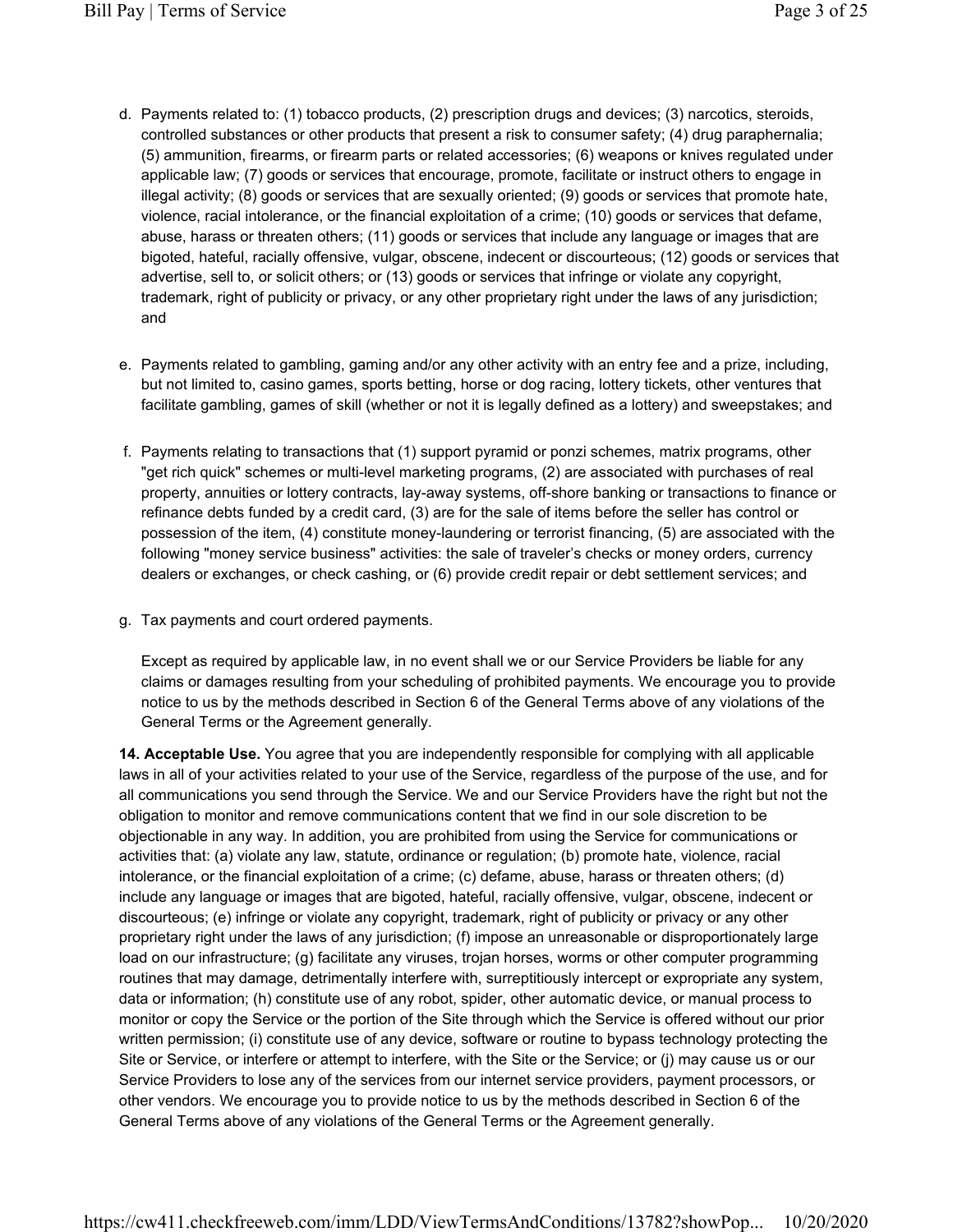d. Payments related to: (1) tobacco products, (2) prescription drugs and devices; (3) narcotics, steroids, controlled substances or other products that present a risk to consumer safety; (4) drug paraphernalia; (5) ammunition, firearms, or firearm parts or related accessories; (6) weapons or knives regulated under applicable law; (7) goods or services that encourage, promote, facilitate or instruct others to engage in illegal activity; (8) goods or services that are sexually oriented; (9) goods or services that promote hate, violence, racial intolerance, or the financial exploitation of a crime; (10) goods or services that defame, abuse, harass or threaten others; (11) goods or services that include any language or images that are bigoted, hateful, racially offensive, vulgar, obscene, indecent or discourteous; (12) goods or services that advertise, sell to, or solicit others; or (13) goods or services that infringe or violate any copyright, trademark, right of publicity or privacy, or any other proprietary right under the laws of any jurisdiction; and

e. Payments related to gambling, gaming and/or any other activity with an entry fee and a prize, including, but not limited to, casino games, sports betting, horse or dog racing, lottery tickets, other ventures that facilitate gambling, games of skill (whether or not it is legally defined as a lottery) and sweepstakes; and

f. Payments relating to transactions that (1) support pyramid or ponzi schemes, matrix programs, other "get rich quick" schemes or multi-level marketing programs, (2) are associated with purchases of real property, annuities or lottery contracts, lay-away systems, off-shore banking or transactions to finance or refinance debts funded by a credit card, (3) are for the sale of items before the seller has control or possession of the item, (4) constitute money-laundering or terrorist financing, (5) are associated with the following "money service business" activities: the sale of traveler's checks or money orders, currency dealers or exchanges, or check cashing, or (6) provide credit repair or debt settlement services; and

g. Tax payments and court ordered payments.

Except as required by applicable law, in no event shall we or our Service Providers be liable for any claims or damages resulting from your scheduling of prohibited payments. We encourage you to provide notice to us by the methods described in Section 6 of the General Terms above of any violations of the General Terms or the Agreement generally.

**14. Acceptable Use.** You agree that you are independently responsible for complying with all applicable laws in all of your activities related to your use of the Service, regardless of the purpose of the use, and for all communications you send through the Service. We and our Service Providers have the right but not the obligation to monitor and remove communications content that we find in our sole discretion to be objectionable in any way. In addition, you are prohibited from using the Service for communications or activities that: (a) violate any law, statute, ordinance or regulation; (b) promote hate, violence, racial intolerance, or the financial exploitation of a crime; (c) defame, abuse, harass or threaten others; (d) include any language or images that are bigoted, hateful, racially offensive, vulgar, obscene, indecent or discourteous; (e) infringe or violate any copyright, trademark, right of publicity or privacy or any other proprietary right under the laws of any jurisdiction; (f) impose an unreasonable or disproportionately large load on our infrastructure; (g) facilitate any viruses, trojan horses, worms or other computer programming routines that may damage, detrimentally interfere with, surreptitiously intercept or expropriate any system, data or information; (h) constitute use of any robot, spider, other automatic device, or manual process to monitor or copy the Service or the portion of the Site through which the Service is offered without our prior written permission; (i) constitute use of any device, software or routine to bypass technology protecting the Site or Service, or interfere or attempt to interfere, with the Site or the Service; or (j) may cause us or our Service Providers to lose any of the services from our internet service providers, payment processors, or other vendors. We encourage you to provide notice to us by the methods described in Section 6 of the General Terms above of any violations of the General Terms or the Agreement generally.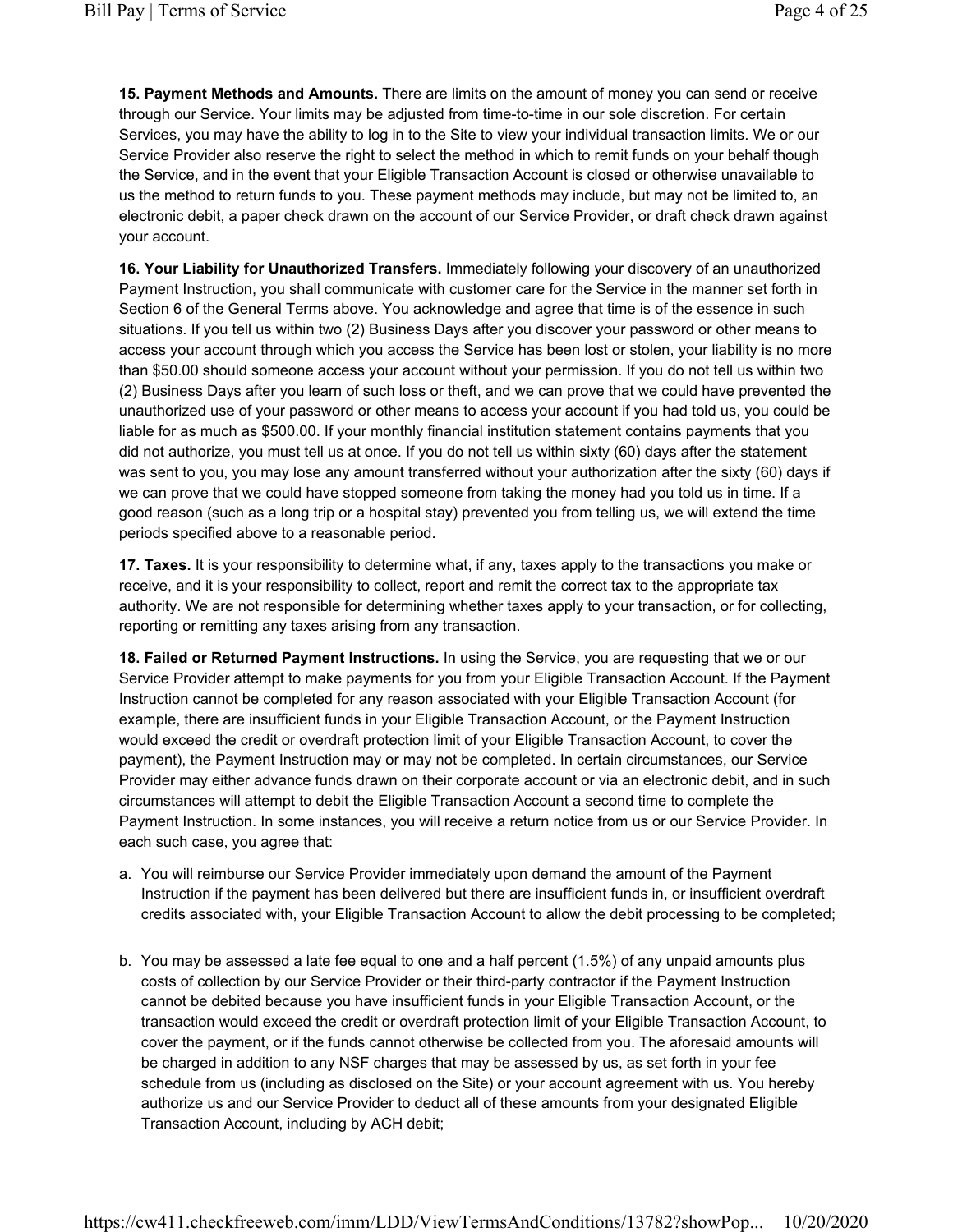**15. Payment Methods and Amounts.** There are limits on the amount of money you can send or receive through our Service. Your limits may be adjusted from time-to-time in our sole discretion. For certain Services, you may have the ability to log in to the Site to view your individual transaction limits. We or our Service Provider also reserve the right to select the method in which to remit funds on your behalf though the Service, and in the event that your Eligible Transaction Account is closed or otherwise unavailable to us the method to return funds to you. These payment methods may include, but may not be limited to, an electronic debit, a paper check drawn on the account of our Service Provider, or draft check drawn against your account.

**16. Your Liability for Unauthorized Transfers.** Immediately following your discovery of an unauthorized Payment Instruction, you shall communicate with customer care for the Service in the manner set forth in Section 6 of the General Terms above. You acknowledge and agree that time is of the essence in such situations. If you tell us within two (2) Business Days after you discover your password or other means to access your account through which you access the Service has been lost or stolen, your liability is no more than $50.00 should someone access your account without your permission. If you do not tell us within two (2) Business Days after you learn of such loss or theft, and we can prove that we could have prevented the unauthorized use of your password or other means to access your account if you had told us, you could be liable for as much as $500.00. If your monthly financial institution statement contains payments that you did not authorize, you must tell us at once. If you do not tell us within sixty (60) days after the statement was sent to you, you may lose any amount transferred without your authorization after the sixty (60) days if we can prove that we could have stopped someone from taking the money had you told us in time. If a good reason (such as a long trip or a hospital stay) prevented you from telling us, we will extend the time periods specified above to a reasonable period.

**17. Taxes.** It is your responsibility to determine what, if any, taxes apply to the transactions you make or receive, and it is your responsibility to collect, report and remit the correct tax to the appropriate tax authority. We are not responsible for determining whether taxes apply to your transaction, or for collecting, reporting or remitting any taxes arising from any transaction.

**18. Failed or Returned Payment Instructions.** In using the Service, you are requesting that we or our Service Provider attempt to make payments for you from your Eligible Transaction Account. If the Payment Instruction cannot be completed for any reason associated with your Eligible Transaction Account (for example, there are insufficient funds in your Eligible Transaction Account, or the Payment Instruction would exceed the credit or overdraft protection limit of your Eligible Transaction Account, to cover the payment), the Payment Instruction may or may not be completed. In certain circumstances, our Service Provider may either advance funds drawn on their corporate account or via an electronic debit, and in such circumstances will attempt to debit the Eligible Transaction Account a second time to complete the Payment Instruction. In some instances, you will receive a return notice from us or our Service Provider. In each such case, you agree that:

a. You will reimburse our Service Provider immediately upon demand the amount of the Payment Instruction if the payment has been delivered but there are insufficient funds in, or insufficient overdraft credits associated with, your Eligible Transaction Account to allow the debit processing to be completed;

b. You may be assessed a late fee equal to one and a half percent (1.5%) of any unpaid amounts plus costs of collection by our Service Provider or their third-party contractor if the Payment Instruction cannot be debited because you have insufficient funds in your Eligible Transaction Account, or the transaction would exceed the credit or overdraft protection limit of your Eligible Transaction Account, to cover the payment, or if the funds cannot otherwise be collected from you. The aforesaid amounts will be charged in addition to any NSF charges that may be assessed by us, as set forth in your fee schedule from us (including as disclosed on the Site) or your account agreement with us. You hereby authorize us and our Service Provider to deduct all of these amounts from your designated Eligible Transaction Account, including by ACH debit;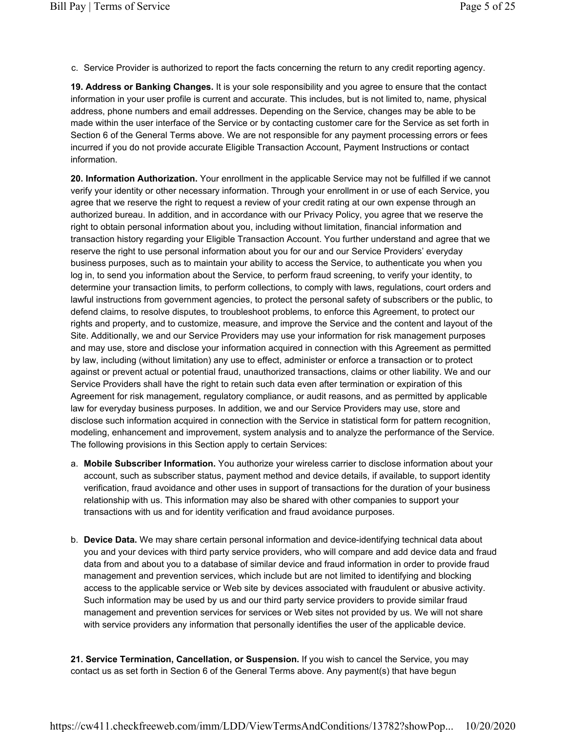c. Service Provider is authorized to report the facts concerning the return to any credit reporting agency.

**19. Address or Banking Changes.** It is your sole responsibility and you agree to ensure that the contact information in your user profile is current and accurate. This includes, but is not limited to, name, physical address, phone numbers and email addresses. Depending on the Service, changes may be able to be made within the user interface of the Service or by contacting customer care for the Service as set forth in Section 6 of the General Terms above. We are not responsible for any payment processing errors or fees incurred if you do not provide accurate Eligible Transaction Account, Payment Instructions or contact information.

**20. Information Authorization.** Your enrollment in the applicable Service may not be fulfilled if we cannot verify your identity or other necessary information. Through your enrollment in or use of each Service, you agree that we reserve the right to request a review of your credit rating at our own expense through an authorized bureau. In addition, and in accordance with our Privacy Policy, you agree that we reserve the right to obtain personal information about you, including without limitation, financial information and transaction history regarding your Eligible Transaction Account. You further understand and agree that we reserve the right to use personal information about you for our and our Service Providers' everyday business purposes, such as to maintain your ability to access the Service, to authenticate you when you log in, to send you information about the Service, to perform fraud screening, to verify your identity, to determine your transaction limits, to perform collections, to comply with laws, regulations, court orders and lawful instructions from government agencies, to protect the personal safety of subscribers or the public, to defend claims, to resolve disputes, to troubleshoot problems, to enforce this Agreement, to protect our rights and property, and to customize, measure, and improve the Service and the content and layout of the Site. Additionally, we and our Service Providers may use your information for risk management purposes and may use, store and disclose your information acquired in connection with this Agreement as permitted by law, including (without limitation) any use to effect, administer or enforce a transaction or to protect against or prevent actual or potential fraud, unauthorized transactions, claims or other liability. We and our Service Providers shall have the right to retain such data even after termination or expiration of this Agreement for risk management, regulatory compliance, or audit reasons, and as permitted by applicable law for everyday business purposes. In addition, we and our Service Providers may use, store and disclose such information acquired in connection with the Service in statistical form for pattern recognition, modeling, enhancement and improvement, system analysis and to analyze the performance of the Service. The following provisions in this Section apply to certain Services:

a. **Mobile Subscriber Information.** You authorize your wireless carrier to disclose information about your account, such as subscriber status, payment method and device details, if available, to support identity verification, fraud avoidance and other uses in support of transactions for the duration of your business relationship with us. This information may also be shared with other companies to support your transactions with us and for identity verification and fraud avoidance purposes.

b. **Device Data.** We may share certain personal information and device-identifying technical data about you and your devices with third party service providers, who will compare and add device data and fraud data from and about you to a database of similar device and fraud information in order to provide fraud management and prevention services, which include but are not limited to identifying and blocking access to the applicable service or Web site by devices associated with fraudulent or abusive activity. Such information may be used by us and our third party service providers to provide similar fraud management and prevention services for services or Web sites not provided by us. We will not share with service providers any information that personally identifies the user of the applicable device.

**21. Service Termination, Cancellation, or Suspension.** If you wish to cancel the Service, you may contact us as set forth in Section 6 of the General Terms above. Any payment(s) that have begun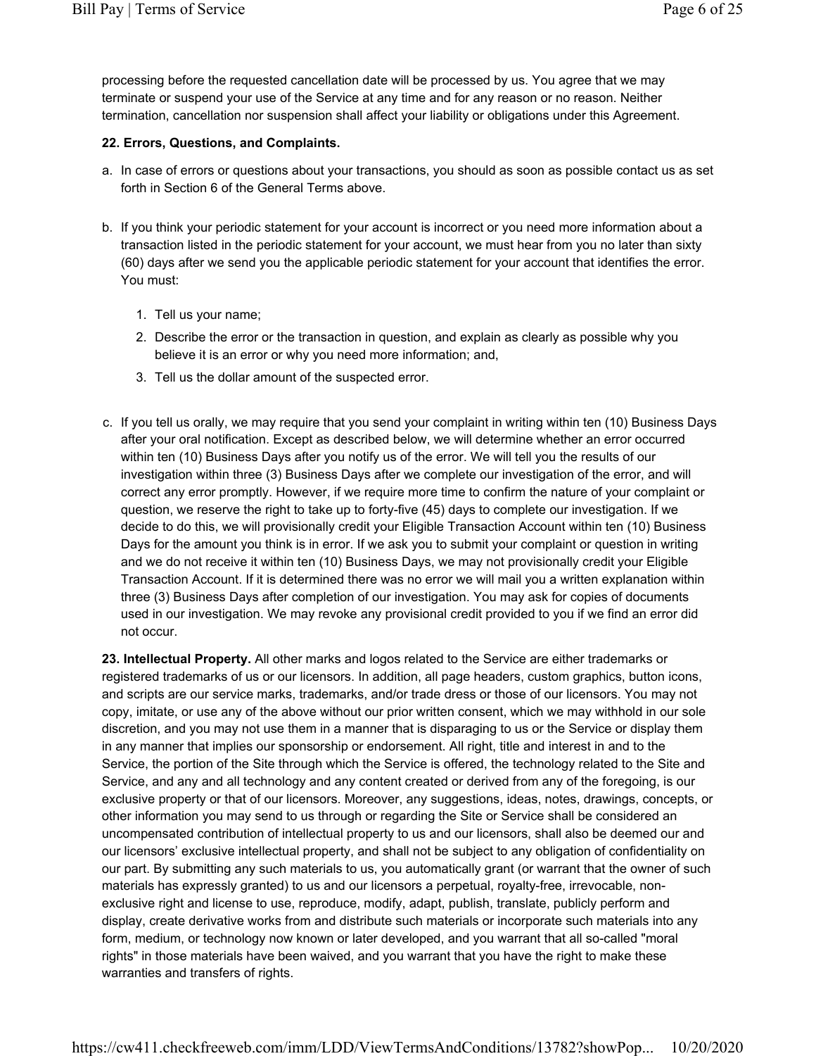processing before the requested cancellation date will be processed by us. You agree that we may terminate or suspend your use of the Service at any time and for any reason or no reason. Neither termination, cancellation nor suspension shall affect your liability or obligations under this Agreement.

**22. Errors, Questions, and Complaints.**

a. In case of errors or questions about your transactions, you should as soon as possible contact us as set forth in Section 6 of the General Terms above.

b. If you think your periodic statement for your account is incorrect or you need more information about a transaction listed in the periodic statement for your account, we must hear from you no later than sixty (60) days after we send you the applicable periodic statement for your account that identifies the error. You must:

   1. Tell us your name;
   2. Describe the error or the transaction in question, and explain as clearly as possible why you believe it is an error or why you need more information; and,
   3. Tell us the dollar amount of the suspected error.

c. If you tell us orally, we may require that you send your complaint in writing within ten (10) Business Days after your oral notification. Except as described below, we will determine whether an error occurred within ten (10) Business Days after you notify us of the error. We will tell you the results of our investigation within three (3) Business Days after we complete our investigation of the error, and will correct any error promptly. However, if we require more time to confirm the nature of your complaint or question, we reserve the right to take up to forty-five (45) days to complete our investigation. If we decide to do this, we will provisionally credit your Eligible Transaction Account within ten (10) Business Days for the amount you think is in error. If we ask you to submit your complaint or question in writing and we do not receive it within ten (10) Business Days, we may not provisionally credit your Eligible Transaction Account. If it is determined there was no error we will mail you a written explanation within three (3) Business Days after completion of our investigation. You may ask for copies of documents used in our investigation. We may revoke any provisional credit provided to you if we find an error did not occur.

**23. Intellectual Property.** All other marks and logos related to the Service are either trademarks or registered trademarks of us or our licensors. In addition, all page headers, custom graphics, button icons, and scripts are our service marks, trademarks, and/or trade dress or those of our licensors. You may not copy, imitate, or use any of the above without our prior written consent, which we may withhold in our sole discretion, and you may not use them in a manner that is disparaging to us or the Service or display them in any manner that implies our sponsorship or endorsement. All right, title and interest in and to the Service, the portion of the Site through which the Service is offered, the technology related to the Site and Service, and any and all technology and any content created or derived from any of the foregoing, is our exclusive property or that of our licensors. Moreover, any suggestions, ideas, notes, drawings, concepts, or other information you may send to us through or regarding the Site or Service shall be considered an uncompensated contribution of intellectual property to us and our licensors, shall also be deemed our and our licensors' exclusive intellectual property, and shall not be subject to any obligation of confidentiality on our part. By submitting any such materials to us, you automatically grant (or warrant that the owner of such materials has expressly granted) to us and our licensors a perpetual, royalty-free, irrevocable, non-exclusive right and license to use, reproduce, modify, adapt, publish, translate, publicly perform and display, create derivative works from and distribute such materials or incorporate such materials into any form, medium, or technology now known or later developed, and you warrant that all so-called "moral rights" in those materials have been waived, and you warrant that you have the right to make these warranties and transfers of rights.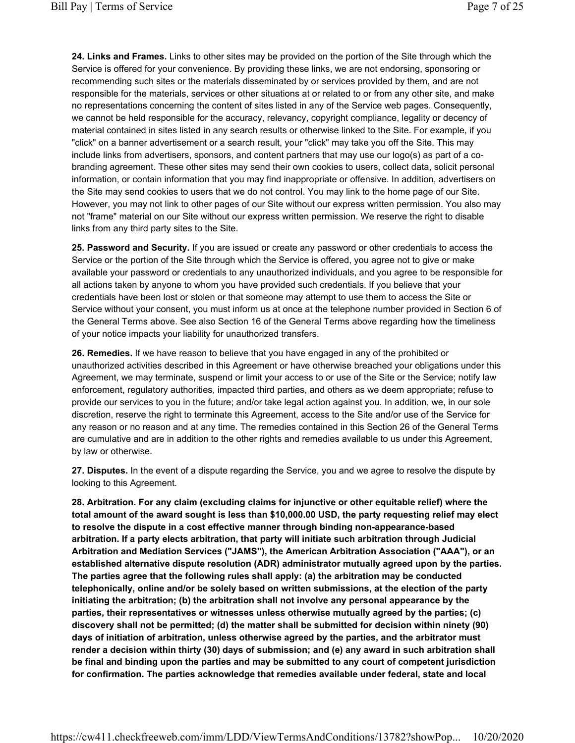**24. Links and Frames.** Links to other sites may be provided on the portion of the Site through which the Service is offered for your convenience. By providing these links, we are not endorsing, sponsoring or recommending such sites or the materials disseminated by or services provided by them, and are not responsible for the materials, services or other situations at or related to or from any other site, and make no representations concerning the content of sites listed in any of the Service web pages. Consequently, we cannot be held responsible for the accuracy, relevancy, copyright compliance, legality or decency of material contained in sites listed in any search results or otherwise linked to the Site. For example, if you "click" on a banner advertisement or a search result, your "click" may take you off the Site. This may include links from advertisers, sponsors, and content partners that may use our logo(s) as part of a co-branding agreement. These other sites may send their own cookies to users, collect data, solicit personal information, or contain information that you may find inappropriate or offensive. In addition, advertisers on the Site may send cookies to users that we do not control. You may link to the home page of our Site. However, you may not link to other pages of our Site without our express written permission. You also may not "frame" material on our Site without our express written permission. We reserve the right to disable links from any third party sites to the Site.

**25. Password and Security.** If you are issued or create any password or other credentials to access the Service or the portion of the Site through which the Service is offered, you agree not to give or make available your password or credentials to any unauthorized individuals, and you agree to be responsible for all actions taken by anyone to whom you have provided such credentials. If you believe that your credentials have been lost or stolen or that someone may attempt to use them to access the Site or Service without your consent, you must inform us at once at the telephone number provided in Section 6 of the General Terms above. See also Section 16 of the General Terms above regarding how the timeliness of your notice impacts your liability for unauthorized transfers.

**26. Remedies.** If we have reason to believe that you have engaged in any of the prohibited or unauthorized activities described in this Agreement or have otherwise breached your obligations under this Agreement, we may terminate, suspend or limit your access to or use of the Site or the Service; notify law enforcement, regulatory authorities, impacted third parties, and others as we deem appropriate; refuse to provide our services to you in the future; and/or take legal action against you. In addition, we, in our sole discretion, reserve the right to terminate this Agreement, access to the Site and/or use of the Service for any reason or no reason and at any time. The remedies contained in this Section 26 of the General Terms are cumulative and are in addition to the other rights and remedies available to us under this Agreement, by law or otherwise.

**27. Disputes.** In the event of a dispute regarding the Service, you and we agree to resolve the dispute by looking to this Agreement.

**28. Arbitration. For any claim (excluding claims for injunctive or other equitable relief) where the total amount of the award sought is less than $10,000.00 USD, the party requesting relief may elect to resolve the dispute in a cost effective manner through binding non-appearance-based arbitration. If a party elects arbitration, that party will initiate such arbitration through Judicial Arbitration and Mediation Services ("JAMS"), the American Arbitration Association ("AAA"), or an established alternative dispute resolution (ADR) administrator mutually agreed upon by the parties. The parties agree that the following rules shall apply: (a) the arbitration may be conducted telephonically, online and/or be solely based on written submissions, at the election of the party initiating the arbitration; (b) the arbitration shall not involve any personal appearance by the parties, their representatives or witnesses unless otherwise mutually agreed by the parties; (c) discovery shall not be permitted; (d) the matter shall be submitted for decision within ninety (90) days of initiation of arbitration, unless otherwise agreed by the parties, and the arbitrator must render a decision within thirty (30) days of submission; and (e) any award in such arbitration shall be final and binding upon the parties and may be submitted to any court of competent jurisdiction for confirmation. The parties acknowledge that remedies available under federal, state and local**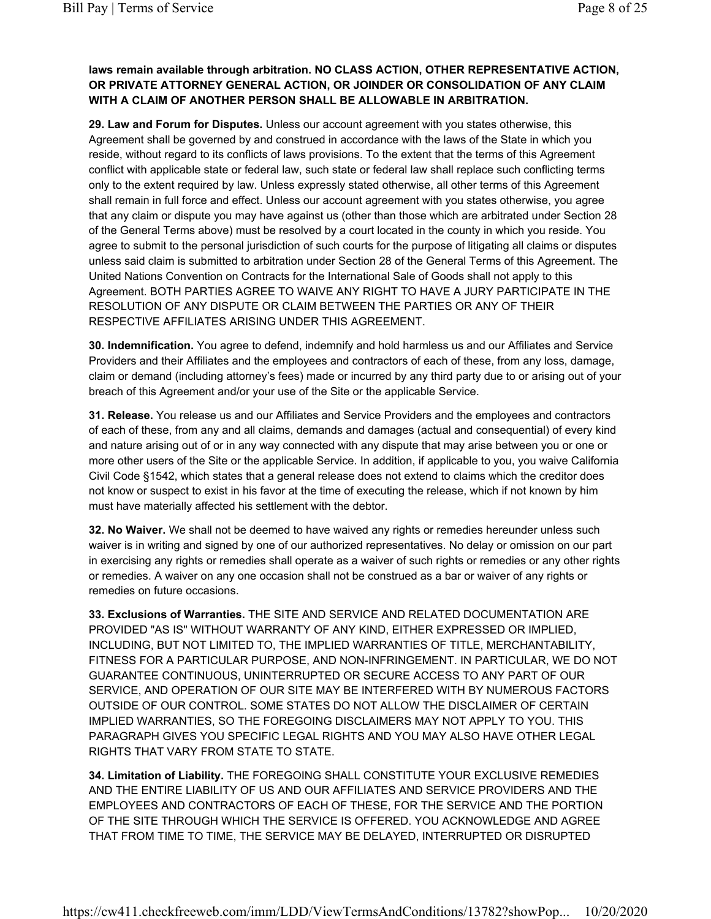**laws remain available through arbitration. NO CLASS ACTION, OTHER REPRESENTATIVE ACTION, OR PRIVATE ATTORNEY GENERAL ACTION, OR JOINDER OR CONSOLIDATION OF ANY CLAIM WITH A CLAIM OF ANOTHER PERSON SHALL BE ALLOWABLE IN ARBITRATION.**

**29. Law and Forum for Disputes.** Unless our account agreement with you states otherwise, this Agreement shall be governed by and construed in accordance with the laws of the State in which you reside, without regard to its conflicts of laws provisions. To the extent that the terms of this Agreement conflict with applicable state or federal law, such state or federal law shall replace such conflicting terms only to the extent required by law. Unless expressly stated otherwise, all other terms of this Agreement shall remain in full force and effect. Unless our account agreement with you states otherwise, you agree that any claim or dispute you may have against us (other than those which are arbitrated under Section 28 of the General Terms above) must be resolved by a court located in the county in which you reside. You agree to submit to the personal jurisdiction of such courts for the purpose of litigating all claims or disputes unless said claim is submitted to arbitration under Section 28 of the General Terms of this Agreement. The United Nations Convention on Contracts for the International Sale of Goods shall not apply to this Agreement. BOTH PARTIES AGREE TO WAIVE ANY RIGHT TO HAVE A JURY PARTICIPATE IN THE RESOLUTION OF ANY DISPUTE OR CLAIM BETWEEN THE PARTIES OR ANY OF THEIR RESPECTIVE AFFILIATES ARISING UNDER THIS AGREEMENT.

**30. Indemnification.** You agree to defend, indemnify and hold harmless us and our Affiliates and Service Providers and their Affiliates and the employees and contractors of each of these, from any loss, damage, claim or demand (including attorney's fees) made or incurred by any third party due to or arising out of your breach of this Agreement and/or your use of the Site or the applicable Service.

**31. Release.** You release us and our Affiliates and Service Providers and the employees and contractors of each of these, from any and all claims, demands and damages (actual and consequential) of every kind and nature arising out of or in any way connected with any dispute that may arise between you or one or more other users of the Site or the applicable Service. In addition, if applicable to you, you waive California Civil Code §1542, which states that a general release does not extend to claims which the creditor does not know or suspect to exist in his favor at the time of executing the release, which if not known by him must have materially affected his settlement with the debtor.

**32. No Waiver.** We shall not be deemed to have waived any rights or remedies hereunder unless such waiver is in writing and signed by one of our authorized representatives. No delay or omission on our part in exercising any rights or remedies shall operate as a waiver of such rights or remedies or any other rights or remedies. A waiver on any one occasion shall not be construed as a bar or waiver of any rights or remedies on future occasions.

**33. Exclusions of Warranties.** THE SITE AND SERVICE AND RELATED DOCUMENTATION ARE PROVIDED "AS IS" WITHOUT WARRANTY OF ANY KIND, EITHER EXPRESSED OR IMPLIED, INCLUDING, BUT NOT LIMITED TO, THE IMPLIED WARRANTIES OF TITLE, MERCHANTABILITY, FITNESS FOR A PARTICULAR PURPOSE, AND NON-INFRINGEMENT. IN PARTICULAR, WE DO NOT GUARANTEE CONTINUOUS, UNINTERRUPTED OR SECURE ACCESS TO ANY PART OF OUR SERVICE, AND OPERATION OF OUR SITE MAY BE INTERFERED WITH BY NUMEROUS FACTORS OUTSIDE OF OUR CONTROL. SOME STATES DO NOT ALLOW THE DISCLAIMER OF CERTAIN IMPLIED WARRANTIES, SO THE FOREGOING DISCLAIMERS MAY NOT APPLY TO YOU. THIS PARAGRAPH GIVES YOU SPECIFIC LEGAL RIGHTS AND YOU MAY ALSO HAVE OTHER LEGAL RIGHTS THAT VARY FROM STATE TO STATE.

**34. Limitation of Liability.** THE FOREGOING SHALL CONSTITUTE YOUR EXCLUSIVE REMEDIES AND THE ENTIRE LIABILITY OF US AND OUR AFFILIATES AND SERVICE PROVIDERS AND THE EMPLOYEES AND CONTRACTORS OF EACH OF THESE, FOR THE SERVICE AND THE PORTION OF THE SITE THROUGH WHICH THE SERVICE IS OFFERED. YOU ACKNOWLEDGE AND AGREE THAT FROM TIME TO TIME, THE SERVICE MAY BE DELAYED, INTERRUPTED OR DISRUPTED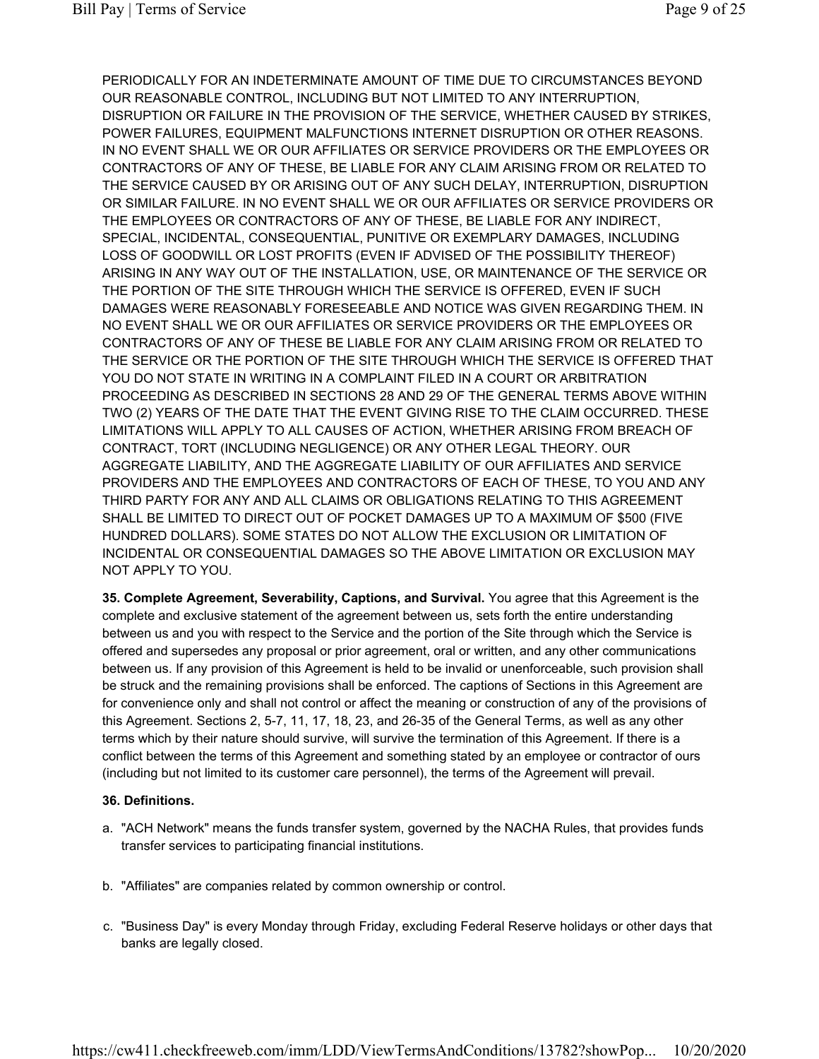PERIODICALLY FOR AN INDETERMINATE AMOUNT OF TIME DUE TO CIRCUMSTANCES BEYOND OUR REASONABLE CONTROL, INCLUDING BUT NOT LIMITED TO ANY INTERRUPTION, DISRUPTION OR FAILURE IN THE PROVISION OF THE SERVICE, WHETHER CAUSED BY STRIKES, POWER FAILURES, EQUIPMENT MALFUNCTIONS INTERNET DISRUPTION OR OTHER REASONS. IN NO EVENT SHALL WE OR OUR AFFILIATES OR SERVICE PROVIDERS OR THE EMPLOYEES OR CONTRACTORS OF ANY OF THESE, BE LIABLE FOR ANY CLAIM ARISING FROM OR RELATED TO THE SERVICE CAUSED BY OR ARISING OUT OF ANY SUCH DELAY, INTERRUPTION, DISRUPTION OR SIMILAR FAILURE. IN NO EVENT SHALL WE OR OUR AFFILIATES OR SERVICE PROVIDERS OR THE EMPLOYEES OR CONTRACTORS OF ANY OF THESE, BE LIABLE FOR ANY INDIRECT, SPECIAL, INCIDENTAL, CONSEQUENTIAL, PUNITIVE OR EXEMPLARY DAMAGES, INCLUDING LOSS OF GOODWILL OR LOST PROFITS (EVEN IF ADVISED OF THE POSSIBILITY THEREOF) ARISING IN ANY WAY OUT OF THE INSTALLATION, USE, OR MAINTENANCE OF THE SERVICE OR THE PORTION OF THE SITE THROUGH WHICH THE SERVICE IS OFFERED, EVEN IF SUCH DAMAGES WERE REASONABLY FORESEEABLE AND NOTICE WAS GIVEN REGARDING THEM. IN NO EVENT SHALL WE OR OUR AFFILIATES OR SERVICE PROVIDERS OR THE EMPLOYEES OR CONTRACTORS OF ANY OF THESE BE LIABLE FOR ANY CLAIM ARISING FROM OR RELATED TO THE SERVICE OR THE PORTION OF THE SITE THROUGH WHICH THE SERVICE IS OFFERED THAT YOU DO NOT STATE IN WRITING IN A COMPLAINT FILED IN A COURT OR ARBITRATION PROCEEDING AS DESCRIBED IN SECTIONS 28 AND 29 OF THE GENERAL TERMS ABOVE WITHIN TWO (2) YEARS OF THE DATE THAT THE EVENT GIVING RISE TO THE CLAIM OCCURRED. THESE LIMITATIONS WILL APPLY TO ALL CAUSES OF ACTION, WHETHER ARISING FROM BREACH OF CONTRACT, TORT (INCLUDING NEGLIGENCE) OR ANY OTHER LEGAL THEORY. OUR AGGREGATE LIABILITY, AND THE AGGREGATE LIABILITY OF OUR AFFILIATES AND SERVICE PROVIDERS AND THE EMPLOYEES AND CONTRACTORS OF EACH OF THESE, TO YOU AND ANY THIRD PARTY FOR ANY AND ALL CLAIMS OR OBLIGATIONS RELATING TO THIS AGREEMENT SHALL BE LIMITED TO DIRECT OUT OF POCKET DAMAGES UP TO A MAXIMUM OF $500 (FIVE HUNDRED DOLLARS). SOME STATES DO NOT ALLOW THE EXCLUSION OR LIMITATION OF INCIDENTAL OR CONSEQUENTIAL DAMAGES SO THE ABOVE LIMITATION OR EXCLUSION MAY NOT APPLY TO YOU.

**35. Complete Agreement, Severability, Captions, and Survival.** You agree that this Agreement is the complete and exclusive statement of the agreement between us, sets forth the entire understanding between us and you with respect to the Service and the portion of the Site through which the Service is offered and supersedes any proposal or prior agreement, oral or written, and any other communications between us. If any provision of this Agreement is held to be invalid or unenforceable, such provision shall be struck and the remaining provisions shall be enforced. The captions of Sections in this Agreement are for convenience only and shall not control or affect the meaning or construction of any of the provisions of this Agreement. Sections 2, 5-7, 11, 17, 18, 23, and 26-35 of the General Terms, as well as any other terms which by their nature should survive, will survive the termination of this Agreement. If there is a conflict between the terms of this Agreement and something stated by an employee or contractor of ours (including but not limited to its customer care personnel), the terms of the Agreement will prevail.

**36. Definitions.**

a. "ACH Network" means the funds transfer system, governed by the NACHA Rules, that provides funds transfer services to participating financial institutions.

b. "Affiliates" are companies related by common ownership or control.

c. "Business Day" is every Monday through Friday, excluding Federal Reserve holidays or other days that banks are legally closed.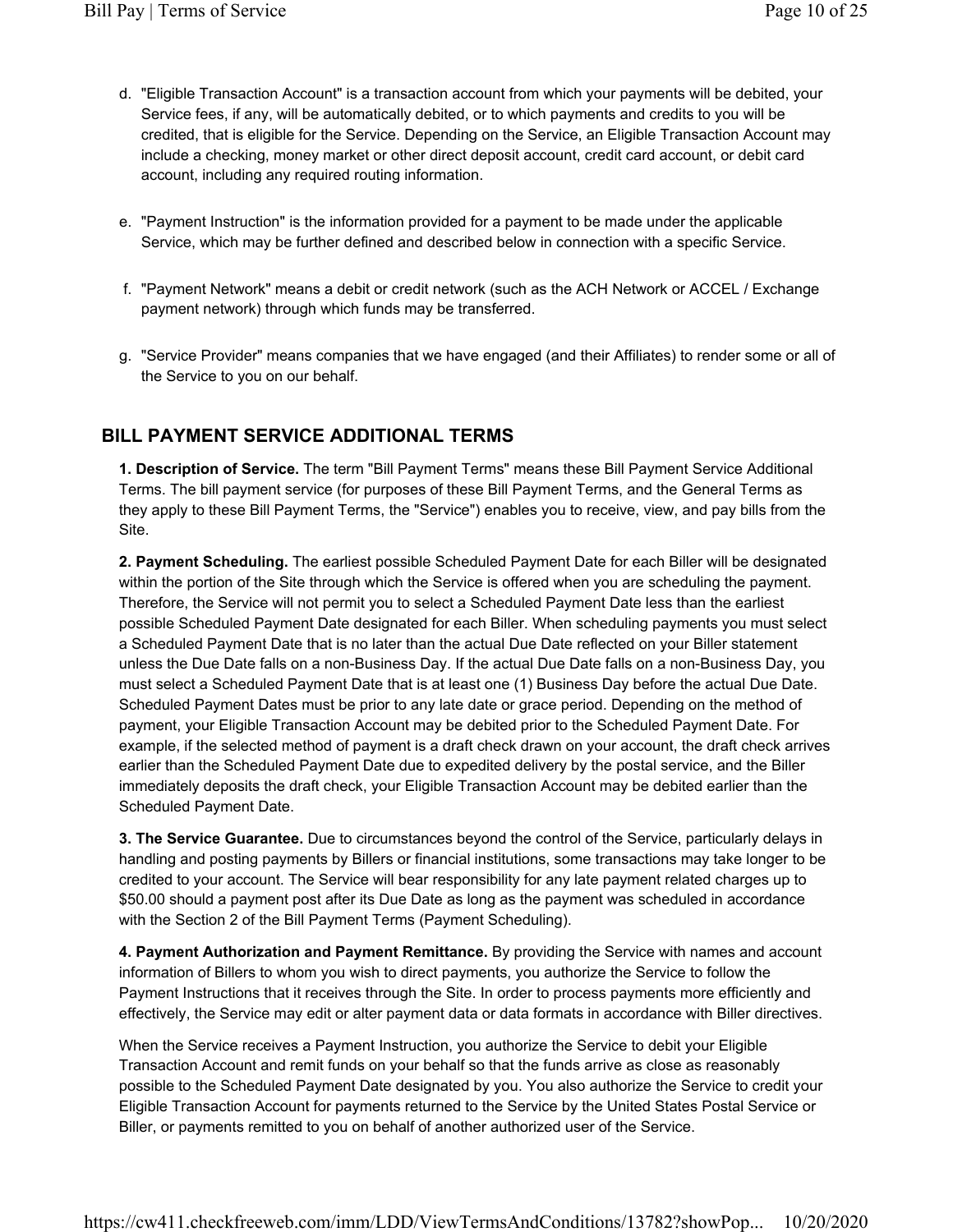d. "Eligible Transaction Account" is a transaction account from which your payments will be debited, your Service fees, if any, will be automatically debited, or to which payments and credits to you will be credited, that is eligible for the Service. Depending on the Service, an Eligible Transaction Account may include a checking, money market or other direct deposit account, credit card account, or debit card account, including any required routing information.

e. "Payment Instruction" is the information provided for a payment to be made under the applicable Service, which may be further defined and described below in connection with a specific Service.

f. "Payment Network" means a debit or credit network (such as the ACH Network or ACCEL / Exchange payment network) through which funds may be transferred.

g. "Service Provider" means companies that we have engaged (and their Affiliates) to render some or all of the Service to you on our behalf.

## BILL PAYMENT SERVICE ADDITIONAL TERMS

**1. Description of Service.** The term "Bill Payment Terms" means these Bill Payment Service Additional Terms. The bill payment service (for purposes of these Bill Payment Terms, and the General Terms as they apply to these Bill Payment Terms, the "Service") enables you to receive, view, and pay bills from the Site.

**2. Payment Scheduling.** The earliest possible Scheduled Payment Date for each Biller will be designated within the portion of the Site through which the Service is offered when you are scheduling the payment. Therefore, the Service will not permit you to select a Scheduled Payment Date less than the earliest possible Scheduled Payment Date designated for each Biller. When scheduling payments you must select a Scheduled Payment Date that is no later than the actual Due Date reflected on your Biller statement unless the Due Date falls on a non-Business Day. If the actual Due Date falls on a non-Business Day, you must select a Scheduled Payment Date that is at least one (1) Business Day before the actual Due Date. Scheduled Payment Dates must be prior to any late date or grace period. Depending on the method of payment, your Eligible Transaction Account may be debited prior to the Scheduled Payment Date. For example, if the selected method of payment is a draft check drawn on your account, the draft check arrives earlier than the Scheduled Payment Date due to expedited delivery by the postal service, and the Biller immediately deposits the draft check, your Eligible Transaction Account may be debited earlier than the Scheduled Payment Date.

**3. The Service Guarantee.** Due to circumstances beyond the control of the Service, particularly delays in handling and posting payments by Billers or financial institutions, some transactions may take longer to be credited to your account. The Service will bear responsibility for any late payment related charges up to $50.00 should a payment post after its Due Date as long as the payment was scheduled in accordance with the Section 2 of the Bill Payment Terms (Payment Scheduling).

**4. Payment Authorization and Payment Remittance.** By providing the Service with names and account information of Billers to whom you wish to direct payments, you authorize the Service to follow the Payment Instructions that it receives through the Site. In order to process payments more efficiently and effectively, the Service may edit or alter payment data or data formats in accordance with Biller directives.

When the Service receives a Payment Instruction, you authorize the Service to debit your Eligible Transaction Account and remit funds on your behalf so that the funds arrive as close as reasonably possible to the Scheduled Payment Date designated by you. You also authorize the Service to credit your Eligible Transaction Account for payments returned to the Service by the United States Postal Service or Biller, or payments remitted to you on behalf of another authorized user of the Service.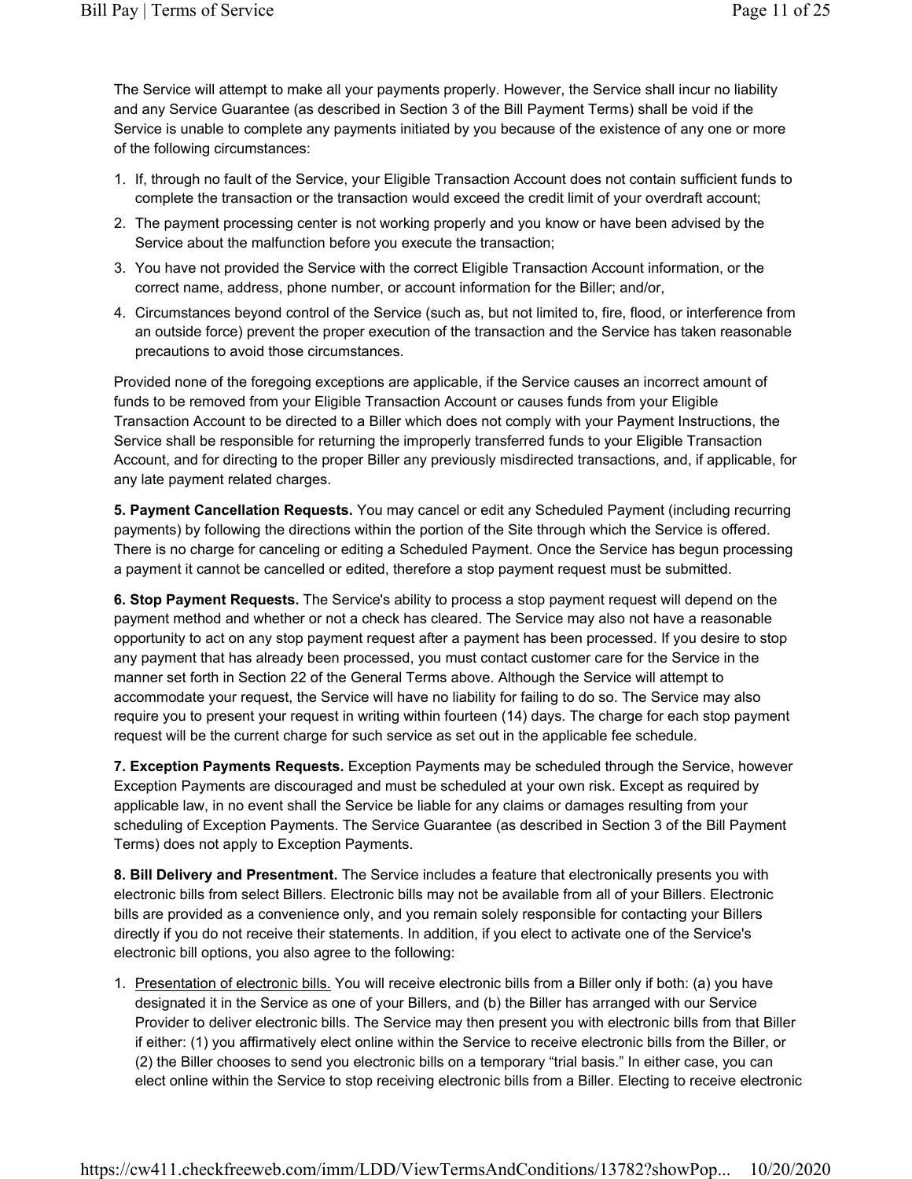The Service will attempt to make all your payments properly. However, the Service shall incur no liability and any Service Guarantee (as described in Section 3 of the Bill Payment Terms) shall be void if the Service is unable to complete any payments initiated by you because of the existence of any one or more of the following circumstances:

1. If, through no fault of the Service, your Eligible Transaction Account does not contain sufficient funds to complete the transaction or the transaction would exceed the credit limit of your overdraft account;
2. The payment processing center is not working properly and you know or have been advised by the Service about the malfunction before you execute the transaction;
3. You have not provided the Service with the correct Eligible Transaction Account information, or the correct name, address, phone number, or account information for the Biller; and/or,
4. Circumstances beyond control of the Service (such as, but not limited to, fire, flood, or interference from an outside force) prevent the proper execution of the transaction and the Service has taken reasonable precautions to avoid those circumstances.

Provided none of the foregoing exceptions are applicable, if the Service causes an incorrect amount of funds to be removed from your Eligible Transaction Account or causes funds from your Eligible Transaction Account to be directed to a Biller which does not comply with your Payment Instructions, the Service shall be responsible for returning the improperly transferred funds to your Eligible Transaction Account, and for directing to the proper Biller any previously misdirected transactions, and, if applicable, for any late payment related charges.

**5. Payment Cancellation Requests.** You may cancel or edit any Scheduled Payment (including recurring payments) by following the directions within the portion of the Site through which the Service is offered. There is no charge for canceling or editing a Scheduled Payment. Once the Service has begun processing a payment it cannot be cancelled or edited, therefore a stop payment request must be submitted.

**6. Stop Payment Requests.** The Service's ability to process a stop payment request will depend on the payment method and whether or not a check has cleared. The Service may also not have a reasonable opportunity to act on any stop payment request after a payment has been processed. If you desire to stop any payment that has already been processed, you must contact customer care for the Service in the manner set forth in Section 22 of the General Terms above. Although the Service will attempt to accommodate your request, the Service will have no liability for failing to do so. The Service may also require you to present your request in writing within fourteen (14) days. The charge for each stop payment request will be the current charge for such service as set out in the applicable fee schedule.

**7. Exception Payments Requests.** Exception Payments may be scheduled through the Service, however Exception Payments are discouraged and must be scheduled at your own risk. Except as required by applicable law, in no event shall the Service be liable for any claims or damages resulting from your scheduling of Exception Payments. The Service Guarantee (as described in Section 3 of the Bill Payment Terms) does not apply to Exception Payments.

**8. Bill Delivery and Presentment.** The Service includes a feature that electronically presents you with electronic bills from select Billers. Electronic bills may not be available from all of your Billers. Electronic bills are provided as a convenience only, and you remain solely responsible for contacting your Billers directly if you do not receive their statements. In addition, if you elect to activate one of the Service's electronic bill options, you also agree to the following:

1. Presentation of electronic bills. You will receive electronic bills from a Biller only if both: (a) you have designated it in the Service as one of your Billers, and (b) the Biller has arranged with our Service Provider to deliver electronic bills. The Service may then present you with electronic bills from that Biller if either: (1) you affirmatively elect online within the Service to receive electronic bills from the Biller, or (2) the Biller chooses to send you electronic bills on a temporary "trial basis." In either case, you can elect online within the Service to stop receiving electronic bills from a Biller. Electing to receive electronic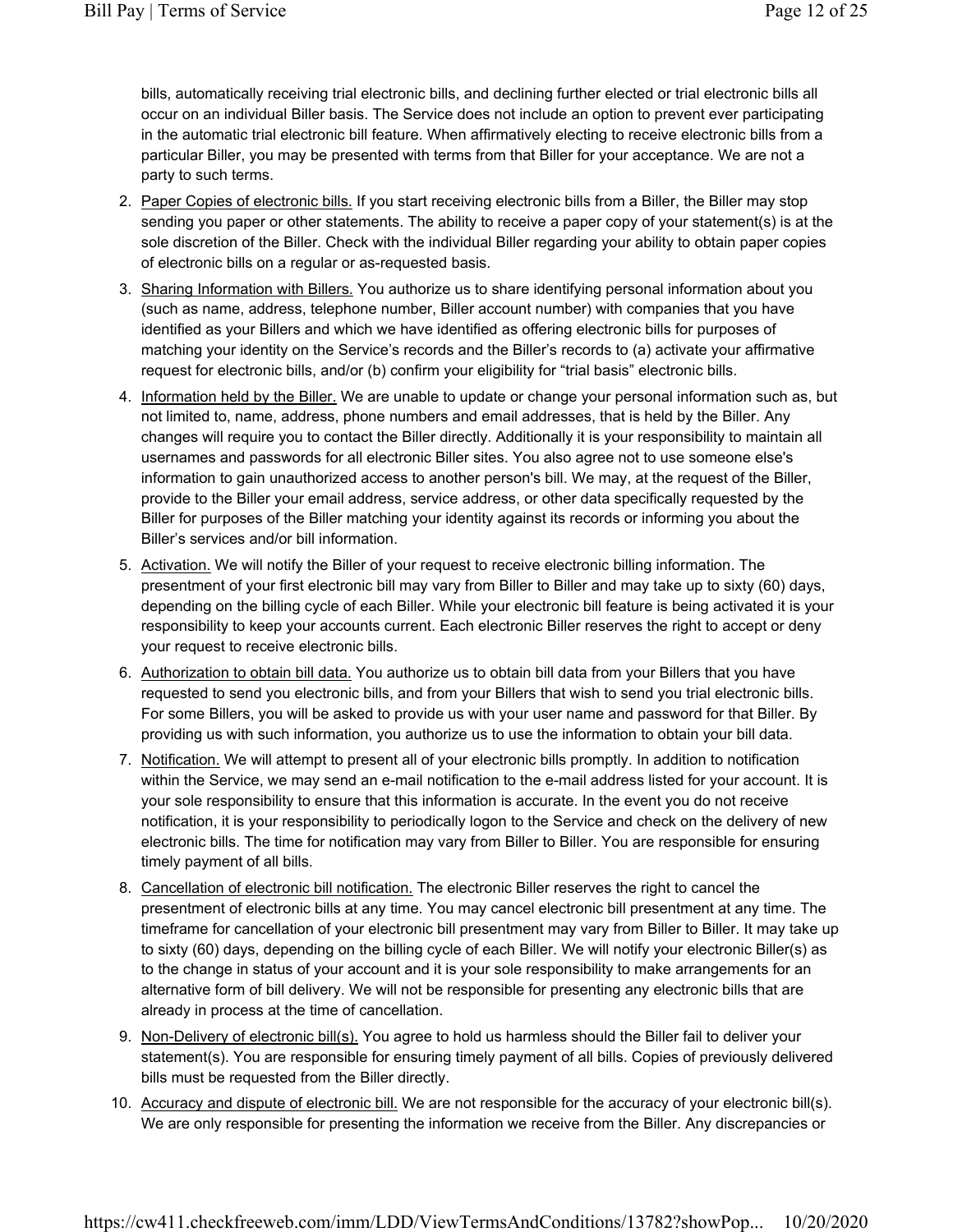bills, automatically receiving trial electronic bills, and declining further elected or trial electronic bills all occur on an individual Biller basis. The Service does not include an option to prevent ever participating in the automatic trial electronic bill feature. When affirmatively electing to receive electronic bills from a particular Biller, you may be presented with terms from that Biller for your acceptance. We are not a party to such terms.

2. Paper Copies of electronic bills. If you start receiving electronic bills from a Biller, the Biller may stop sending you paper or other statements. The ability to receive a paper copy of your statement(s) is at the sole discretion of the Biller. Check with the individual Biller regarding your ability to obtain paper copies of electronic bills on a regular or as-requested basis.
3. Sharing Information with Billers. You authorize us to share identifying personal information about you (such as name, address, telephone number, Biller account number) with companies that you have identified as your Billers and which we have identified as offering electronic bills for purposes of matching your identity on the Service's records and the Biller's records to (a) activate your affirmative request for electronic bills, and/or (b) confirm your eligibility for "trial basis" electronic bills.
4. Information held by the Biller. We are unable to update or change your personal information such as, but not limited to, name, address, phone numbers and email addresses, that is held by the Biller. Any changes will require you to contact the Biller directly. Additionally it is your responsibility to maintain all usernames and passwords for all electronic Biller sites. You also agree not to use someone else's information to gain unauthorized access to another person's bill. We may, at the request of the Biller, provide to the Biller your email address, service address, or other data specifically requested by the Biller for purposes of the Biller matching your identity against its records or informing you about the Biller's services and/or bill information.
5. Activation. We will notify the Biller of your request to receive electronic billing information. The presentment of your first electronic bill may vary from Biller to Biller and may take up to sixty (60) days, depending on the billing cycle of each Biller. While your electronic bill feature is being activated it is your responsibility to keep your accounts current. Each electronic Biller reserves the right to accept or deny your request to receive electronic bills.
6. Authorization to obtain bill data. You authorize us to obtain bill data from your Billers that you have requested to send you electronic bills, and from your Billers that wish to send you trial electronic bills. For some Billers, you will be asked to provide us with your user name and password for that Biller. By providing us with such information, you authorize us to use the information to obtain your bill data.
7. Notification. We will attempt to present all of your electronic bills promptly. In addition to notification within the Service, we may send an e-mail notification to the e-mail address listed for your account. It is your sole responsibility to ensure that this information is accurate. In the event you do not receive notification, it is your responsibility to periodically logon to the Service and check on the delivery of new electronic bills. The time for notification may vary from Biller to Biller. You are responsible for ensuring timely payment of all bills.
8. Cancellation of electronic bill notification. The electronic Biller reserves the right to cancel the presentment of electronic bills at any time. You may cancel electronic bill presentment at any time. The timeframe for cancellation of your electronic bill presentment may vary from Biller to Biller. It may take up to sixty (60) days, depending on the billing cycle of each Biller. We will notify your electronic Biller(s) as to the change in status of your account and it is your sole responsibility to make arrangements for an alternative form of bill delivery. We will not be responsible for presenting any electronic bills that are already in process at the time of cancellation.
9. Non-Delivery of electronic bill(s). You agree to hold us harmless should the Biller fail to deliver your statement(s). You are responsible for ensuring timely payment of all bills. Copies of previously delivered bills must be requested from the Biller directly.
10. Accuracy and dispute of electronic bill. We are not responsible for the accuracy of your electronic bill(s). We are only responsible for presenting the information we receive from the Biller. Any discrepancies or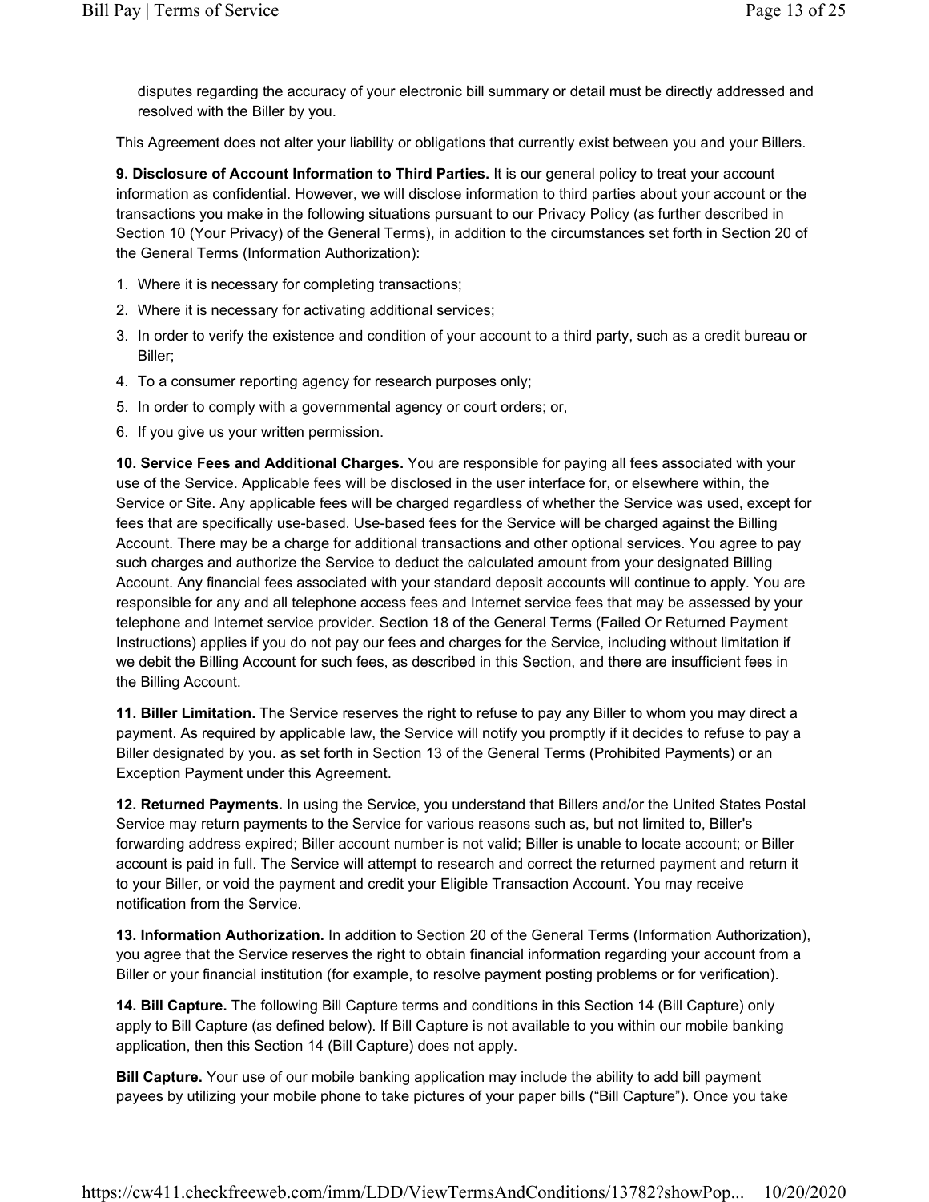disputes regarding the accuracy of your electronic bill summary or detail must be directly addressed and resolved with the Biller by you.

This Agreement does not alter your liability or obligations that currently exist between you and your Billers.

**9. Disclosure of Account Information to Third Parties.** It is our general policy to treat your account information as confidential. However, we will disclose information to third parties about your account or the transactions you make in the following situations pursuant to our Privacy Policy (as further described in Section 10 (Your Privacy) of the General Terms), in addition to the circumstances set forth in Section 20 of the General Terms (Information Authorization):

1. Where it is necessary for completing transactions;
2. Where it is necessary for activating additional services;
3. In order to verify the existence and condition of your account to a third party, such as a credit bureau or Biller;
4. To a consumer reporting agency for research purposes only;
5. In order to comply with a governmental agency or court orders; or,
6. If you give us your written permission.

**10. Service Fees and Additional Charges.** You are responsible for paying all fees associated with your use of the Service. Applicable fees will be disclosed in the user interface for, or elsewhere within, the Service or Site. Any applicable fees will be charged regardless of whether the Service was used, except for fees that are specifically use-based. Use-based fees for the Service will be charged against the Billing Account. There may be a charge for additional transactions and other optional services. You agree to pay such charges and authorize the Service to deduct the calculated amount from your designated Billing Account. Any financial fees associated with your standard deposit accounts will continue to apply. You are responsible for any and all telephone access fees and Internet service fees that may be assessed by your telephone and Internet service provider. Section 18 of the General Terms (Failed Or Returned Payment Instructions) applies if you do not pay our fees and charges for the Service, including without limitation if we debit the Billing Account for such fees, as described in this Section, and there are insufficient fees in the Billing Account.

**11. Biller Limitation.** The Service reserves the right to refuse to pay any Biller to whom you may direct a payment. As required by applicable law, the Service will notify you promptly if it decides to refuse to pay a Biller designated by you. as set forth in Section 13 of the General Terms (Prohibited Payments) or an Exception Payment under this Agreement.

**12. Returned Payments.** In using the Service, you understand that Billers and/or the United States Postal Service may return payments to the Service for various reasons such as, but not limited to, Biller's forwarding address expired; Biller account number is not valid; Biller is unable to locate account; or Biller account is paid in full. The Service will attempt to research and correct the returned payment and return it to your Biller, or void the payment and credit your Eligible Transaction Account. You may receive notification from the Service.

**13. Information Authorization.** In addition to Section 20 of the General Terms (Information Authorization), you agree that the Service reserves the right to obtain financial information regarding your account from a Biller or your financial institution (for example, to resolve payment posting problems or for verification).

**14. Bill Capture.** The following Bill Capture terms and conditions in this Section 14 (Bill Capture) only apply to Bill Capture (as defined below). If Bill Capture is not available to you within our mobile banking application, then this Section 14 (Bill Capture) does not apply.

**Bill Capture.** Your use of our mobile banking application may include the ability to add bill payment payees by utilizing your mobile phone to take pictures of your paper bills ("Bill Capture"). Once you take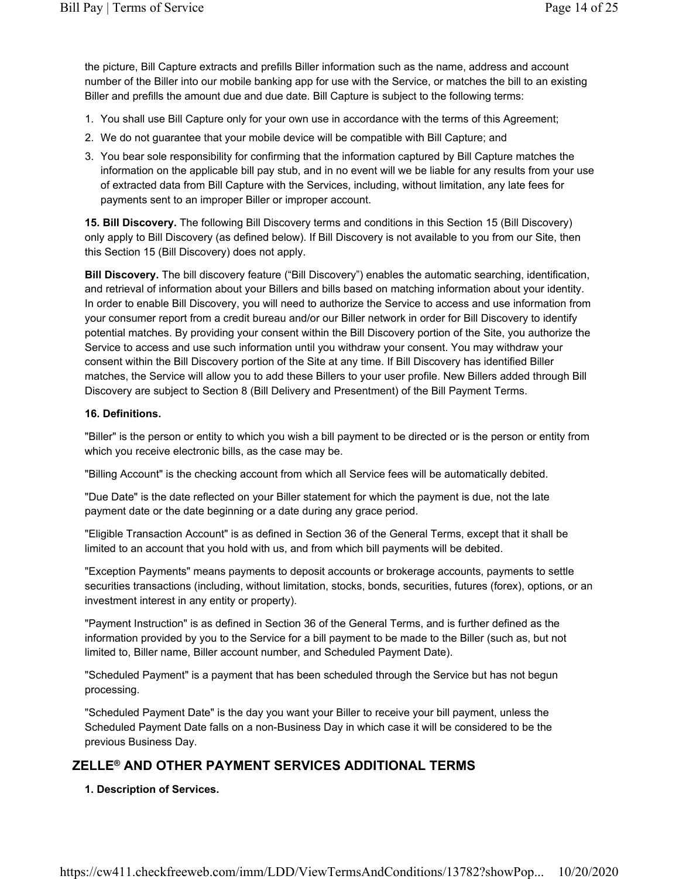the picture, Bill Capture extracts and prefills Biller information such as the name, address and account number of the Biller into our mobile banking app for use with the Service, or matches the bill to an existing Biller and prefills the amount due and due date. Bill Capture is subject to the following terms:

1. You shall use Bill Capture only for your own use in accordance with the terms of this Agreement;
2. We do not guarantee that your mobile device will be compatible with Bill Capture; and
3. You bear sole responsibility for confirming that the information captured by Bill Capture matches the information on the applicable bill pay stub, and in no event will we be liable for any results from your use of extracted data from Bill Capture with the Services, including, without limitation, any late fees for payments sent to an improper Biller or improper account.

**15. Bill Discovery.** The following Bill Discovery terms and conditions in this Section 15 (Bill Discovery) only apply to Bill Discovery (as defined below). If Bill Discovery is not available to you from our Site, then this Section 15 (Bill Discovery) does not apply.

**Bill Discovery.** The bill discovery feature ("Bill Discovery") enables the automatic searching, identification, and retrieval of information about your Billers and bills based on matching information about your identity. In order to enable Bill Discovery, you will need to authorize the Service to access and use information from your consumer report from a credit bureau and/or our Biller network in order for Bill Discovery to identify potential matches. By providing your consent within the Bill Discovery portion of the Site, you authorize the Service to access and use such information until you withdraw your consent. You may withdraw your consent within the Bill Discovery portion of the Site at any time. If Bill Discovery has identified Biller matches, the Service will allow you to add these Billers to your user profile. New Billers added through Bill Discovery are subject to Section 8 (Bill Delivery and Presentment) of the Bill Payment Terms.

**16. Definitions.**

"Biller" is the person or entity to which you wish a bill payment to be directed or is the person or entity from which you receive electronic bills, as the case may be.

"Billing Account" is the checking account from which all Service fees will be automatically debited.

"Due Date" is the date reflected on your Biller statement for which the payment is due, not the late payment date or the date beginning or a date during any grace period.

"Eligible Transaction Account" is as defined in Section 36 of the General Terms, except that it shall be limited to an account that you hold with us, and from which bill payments will be debited.

"Exception Payments" means payments to deposit accounts or brokerage accounts, payments to settle securities transactions (including, without limitation, stocks, bonds, securities, futures (forex), options, or an investment interest in any entity or property).

"Payment Instruction" is as defined in Section 36 of the General Terms, and is further defined as the information provided by you to the Service for a bill payment to be made to the Biller (such as, but not limited to, Biller name, Biller account number, and Scheduled Payment Date).

"Scheduled Payment" is a payment that has been scheduled through the Service but has not begun processing.

"Scheduled Payment Date" is the day you want your Biller to receive your bill payment, unless the Scheduled Payment Date falls on a non-Business Day in which case it will be considered to be the previous Business Day.

## ZELLE® AND OTHER PAYMENT SERVICES ADDITIONAL TERMS

**1. Description of Services.**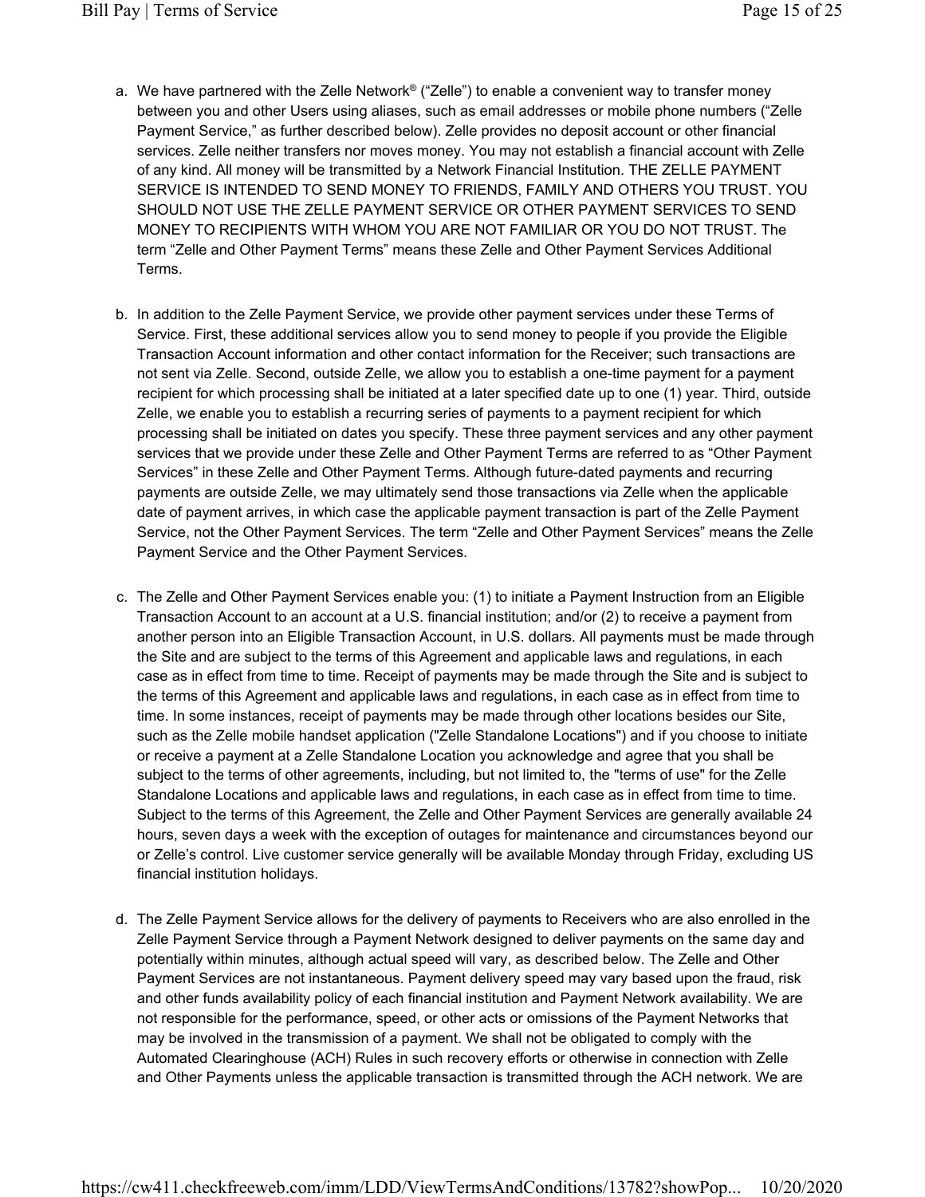a. We have partnered with the Zelle Network® ("Zelle") to enable a convenient way to transfer money between you and other Users using aliases, such as email addresses or mobile phone numbers ("Zelle Payment Service," as further described below). Zelle provides no deposit account or other financial services. Zelle neither transfers nor moves money. You may not establish a financial account with Zelle of any kind. All money will be transmitted by a Network Financial Institution. THE ZELLE PAYMENT SERVICE IS INTENDED TO SEND MONEY TO FRIENDS, FAMILY AND OTHERS YOU TRUST. YOU SHOULD NOT USE THE ZELLE PAYMENT SERVICE OR OTHER PAYMENT SERVICES TO SEND MONEY TO RECIPIENTS WITH WHOM YOU ARE NOT FAMILIAR OR YOU DO NOT TRUST. The term "Zelle and Other Payment Terms" means these Zelle and Other Payment Services Additional Terms.

b. In addition to the Zelle Payment Service, we provide other payment services under these Terms of Service. First, these additional services allow you to send money to people if you provide the Eligible Transaction Account information and other contact information for the Receiver; such transactions are not sent via Zelle. Second, outside Zelle, we allow you to establish a one-time payment for a payment recipient for which processing shall be initiated at a later specified date up to one (1) year. Third, outside Zelle, we enable you to establish a recurring series of payments to a payment recipient for which processing shall be initiated on dates you specify. These three payment services and any other payment services that we provide under these Zelle and Other Payment Terms are referred to as "Other Payment Services" in these Zelle and Other Payment Terms. Although future-dated payments and recurring payments are outside Zelle, we may ultimately send those transactions via Zelle when the applicable date of payment arrives, in which case the applicable payment transaction is part of the Zelle Payment Service, not the Other Payment Services. The term "Zelle and Other Payment Services" means the Zelle Payment Service and the Other Payment Services.

c. The Zelle and Other Payment Services enable you: (1) to initiate a Payment Instruction from an Eligible Transaction Account to an account at a U.S. financial institution; and/or (2) to receive a payment from another person into an Eligible Transaction Account, in U.S. dollars. All payments must be made through the Site and are subject to the terms of this Agreement and applicable laws and regulations, in each case as in effect from time to time. Receipt of payments may be made through the Site and is subject to the terms of this Agreement and applicable laws and regulations, in each case as in effect from time to time. In some instances, receipt of payments may be made through other locations besides our Site, such as the Zelle mobile handset application ("Zelle Standalone Locations") and if you choose to initiate or receive a payment at a Zelle Standalone Location you acknowledge and agree that you shall be subject to the terms of other agreements, including, but not limited to, the "terms of use" for the Zelle Standalone Locations and applicable laws and regulations, in each case as in effect from time to time. Subject to the terms of this Agreement, the Zelle and Other Payment Services are generally available 24 hours, seven days a week with the exception of outages for maintenance and circumstances beyond our or Zelle's control. Live customer service generally will be available Monday through Friday, excluding US financial institution holidays.

d. The Zelle Payment Service allows for the delivery of payments to Receivers who are also enrolled in the Zelle Payment Service through a Payment Network designed to deliver payments on the same day and potentially within minutes, although actual speed will vary, as described below. The Zelle and Other Payment Services are not instantaneous. Payment delivery speed may vary based upon the fraud, risk and other funds availability policy of each financial institution and Payment Network availability. We are not responsible for the performance, speed, or other acts or omissions of the Payment Networks that may be involved in the transmission of a payment. We shall not be obligated to comply with the Automated Clearinghouse (ACH) Rules in such recovery efforts or otherwise in connection with Zelle and Other Payments unless the applicable transaction is transmitted through the ACH network. We are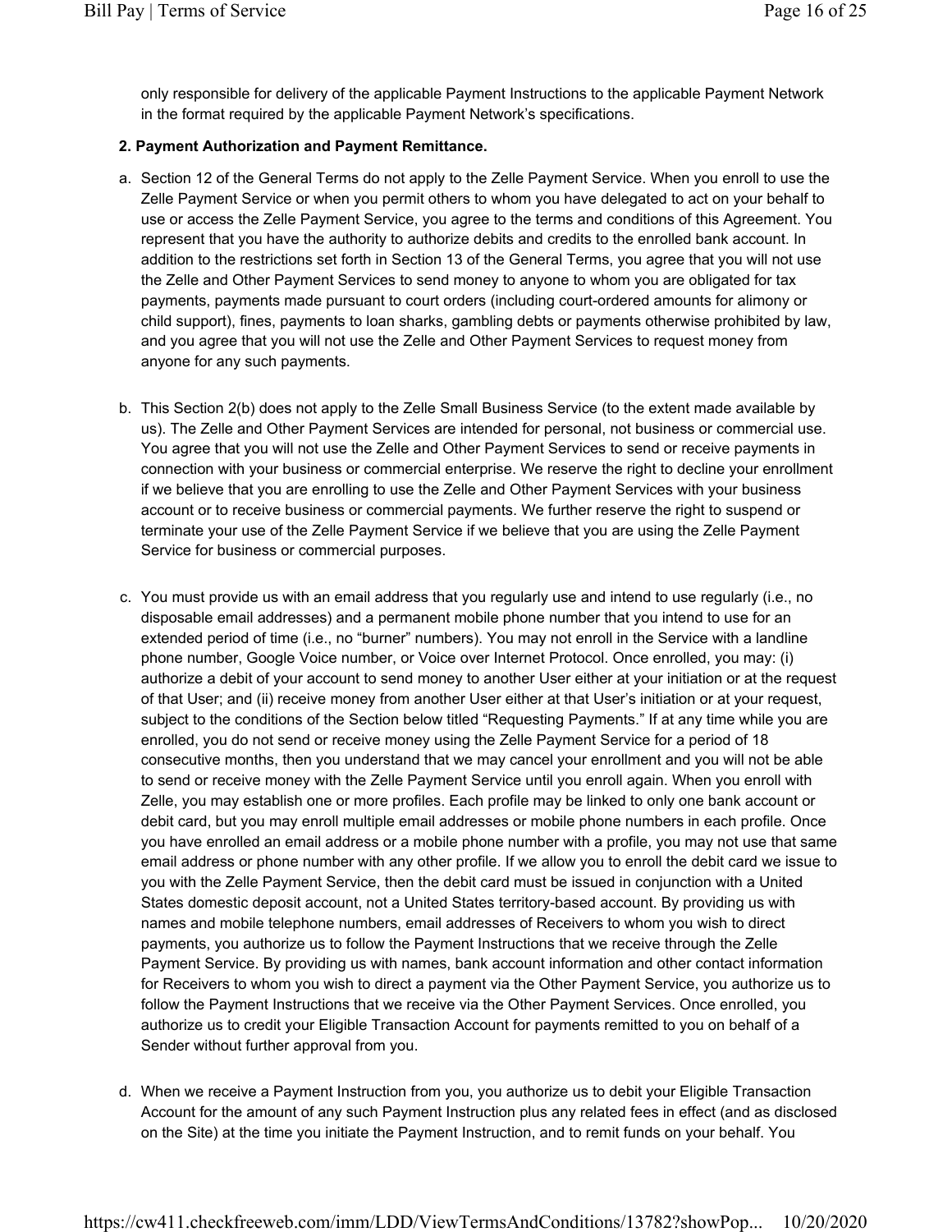only responsible for delivery of the applicable Payment Instructions to the applicable Payment Network in the format required by the applicable Payment Network's specifications.

**2. Payment Authorization and Payment Remittance.**

a. Section 12 of the General Terms do not apply to the Zelle Payment Service. When you enroll to use the Zelle Payment Service or when you permit others to whom you have delegated to act on your behalf to use or access the Zelle Payment Service, you agree to the terms and conditions of this Agreement. You represent that you have the authority to authorize debits and credits to the enrolled bank account. In addition to the restrictions set forth in Section 13 of the General Terms, you agree that you will not use the Zelle and Other Payment Services to send money to anyone to whom you are obligated for tax payments, payments made pursuant to court orders (including court-ordered amounts for alimony or child support), fines, payments to loan sharks, gambling debts or payments otherwise prohibited by law, and you agree that you will not use the Zelle and Other Payment Services to request money from anyone for any such payments.

b. This Section 2(b) does not apply to the Zelle Small Business Service (to the extent made available by us). The Zelle and Other Payment Services are intended for personal, not business or commercial use. You agree that you will not use the Zelle and Other Payment Services to send or receive payments in connection with your business or commercial enterprise. We reserve the right to decline your enrollment if we believe that you are enrolling to use the Zelle and Other Payment Services with your business account or to receive business or commercial payments. We further reserve the right to suspend or terminate your use of the Zelle Payment Service if we believe that you are using the Zelle Payment Service for business or commercial purposes.

c. You must provide us with an email address that you regularly use and intend to use regularly (i.e., no disposable email addresses) and a permanent mobile phone number that you intend to use for an extended period of time (i.e., no "burner" numbers). You may not enroll in the Service with a landline phone number, Google Voice number, or Voice over Internet Protocol. Once enrolled, you may: (i) authorize a debit of your account to send money to another User either at your initiation or at the request of that User; and (ii) receive money from another User either at that User's initiation or at your request, subject to the conditions of the Section below titled "Requesting Payments." If at any time while you are enrolled, you do not send or receive money using the Zelle Payment Service for a period of 18 consecutive months, then you understand that we may cancel your enrollment and you will not be able to send or receive money with the Zelle Payment Service until you enroll again. When you enroll with Zelle, you may establish one or more profiles. Each profile may be linked to only one bank account or debit card, but you may enroll multiple email addresses or mobile phone numbers in each profile. Once you have enrolled an email address or a mobile phone number with a profile, you may not use that same email address or phone number with any other profile. If we allow you to enroll the debit card we issue to you with the Zelle Payment Service, then the debit card must be issued in conjunction with a United States domestic deposit account, not a United States territory-based account. By providing us with names and mobile telephone numbers, email addresses of Receivers to whom you wish to direct payments, you authorize us to follow the Payment Instructions that we receive through the Zelle Payment Service. By providing us with names, bank account information and other contact information for Receivers to whom you wish to direct a payment via the Other Payment Service, you authorize us to follow the Payment Instructions that we receive via the Other Payment Services. Once enrolled, you authorize us to credit your Eligible Transaction Account for payments remitted to you on behalf of a Sender without further approval from you.

d. When we receive a Payment Instruction from you, you authorize us to debit your Eligible Transaction Account for the amount of any such Payment Instruction plus any related fees in effect (and as disclosed on the Site) at the time you initiate the Payment Instruction, and to remit funds on your behalf. You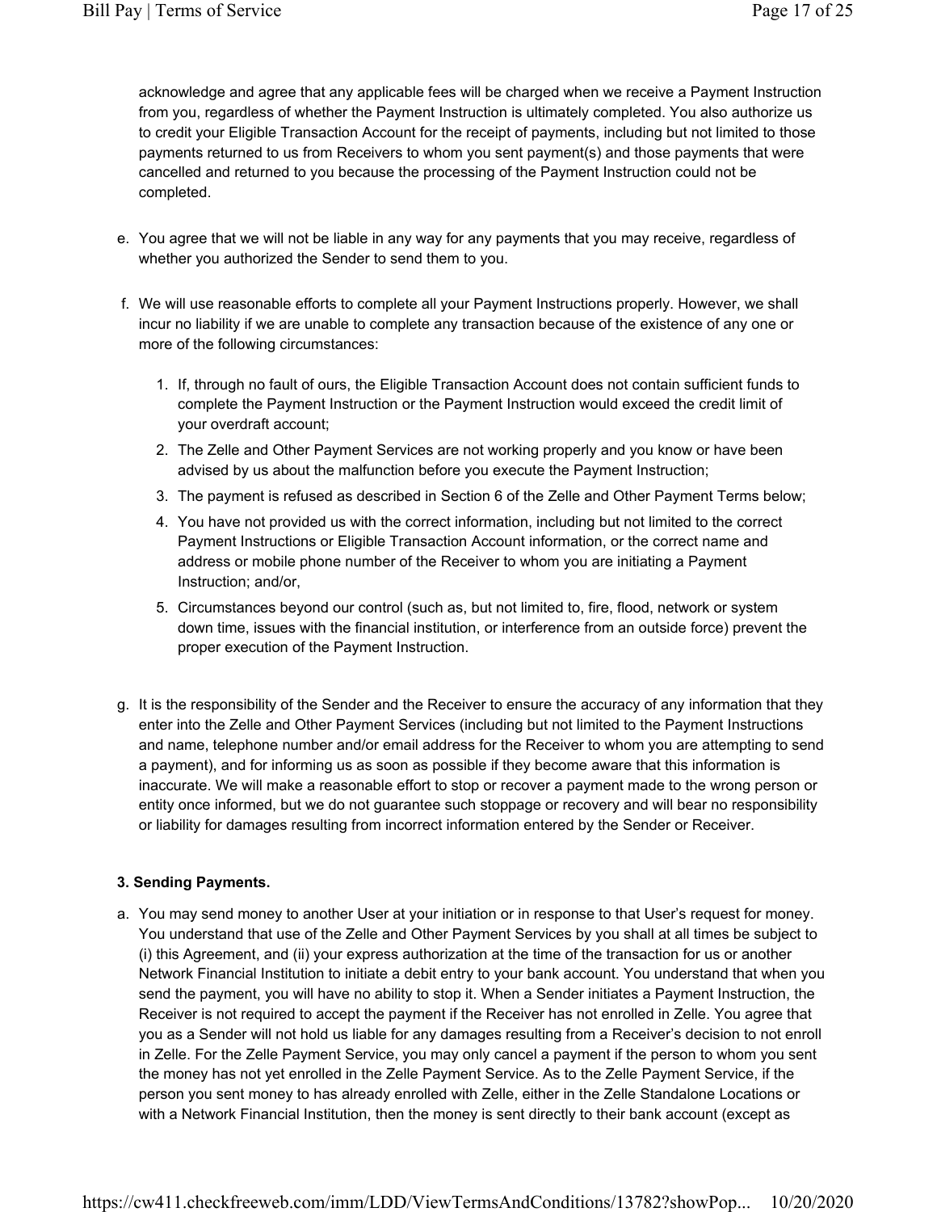acknowledge and agree that any applicable fees will be charged when we receive a Payment Instruction from you, regardless of whether the Payment Instruction is ultimately completed. You also authorize us to credit your Eligible Transaction Account for the receipt of payments, including but not limited to those payments returned to us from Receivers to whom you sent payment(s) and those payments that were cancelled and returned to you because the processing of the Payment Instruction could not be completed.

e. You agree that we will not be liable in any way for any payments that you may receive, regardless of whether you authorized the Sender to send them to you.

f. We will use reasonable efforts to complete all your Payment Instructions properly. However, we shall incur no liability if we are unable to complete any transaction because of the existence of any one or more of the following circumstances:

   1. If, through no fault of ours, the Eligible Transaction Account does not contain sufficient funds to complete the Payment Instruction or the Payment Instruction would exceed the credit limit of your overdraft account;
   2. The Zelle and Other Payment Services are not working properly and you know or have been advised by us about the malfunction before you execute the Payment Instruction;
   3. The payment is refused as described in Section 6 of the Zelle and Other Payment Terms below;
   4. You have not provided us with the correct information, including but not limited to the correct Payment Instructions or Eligible Transaction Account information, or the correct name and address or mobile phone number of the Receiver to whom you are initiating a Payment Instruction; and/or,
   5. Circumstances beyond our control (such as, but not limited to, fire, flood, network or system down time, issues with the financial institution, or interference from an outside force) prevent the proper execution of the Payment Instruction.

g. It is the responsibility of the Sender and the Receiver to ensure the accuracy of any information that they enter into the Zelle and Other Payment Services (including but not limited to the Payment Instructions and name, telephone number and/or email address for the Receiver to whom you are attempting to send a payment), and for informing us as soon as possible if they become aware that this information is inaccurate. We will make a reasonable effort to stop or recover a payment made to the wrong person or entity once informed, but we do not guarantee such stoppage or recovery and will bear no responsibility or liability for damages resulting from incorrect information entered by the Sender or Receiver.

**3. Sending Payments.**

a. You may send money to another User at your initiation or in response to that User's request for money. You understand that use of the Zelle and Other Payment Services by you shall at all times be subject to (i) this Agreement, and (ii) your express authorization at the time of the transaction for us or another Network Financial Institution to initiate a debit entry to your bank account. You understand that when you send the payment, you will have no ability to stop it. When a Sender initiates a Payment Instruction, the Receiver is not required to accept the payment if the Receiver has not enrolled in Zelle. You agree that you as a Sender will not hold us liable for any damages resulting from a Receiver's decision to not enroll in Zelle. For the Zelle Payment Service, you may only cancel a payment if the person to whom you sent the money has not yet enrolled in the Zelle Payment Service. As to the Zelle Payment Service, if the person you sent money to has already enrolled with Zelle, either in the Zelle Standalone Locations or with a Network Financial Institution, then the money is sent directly to their bank account (except as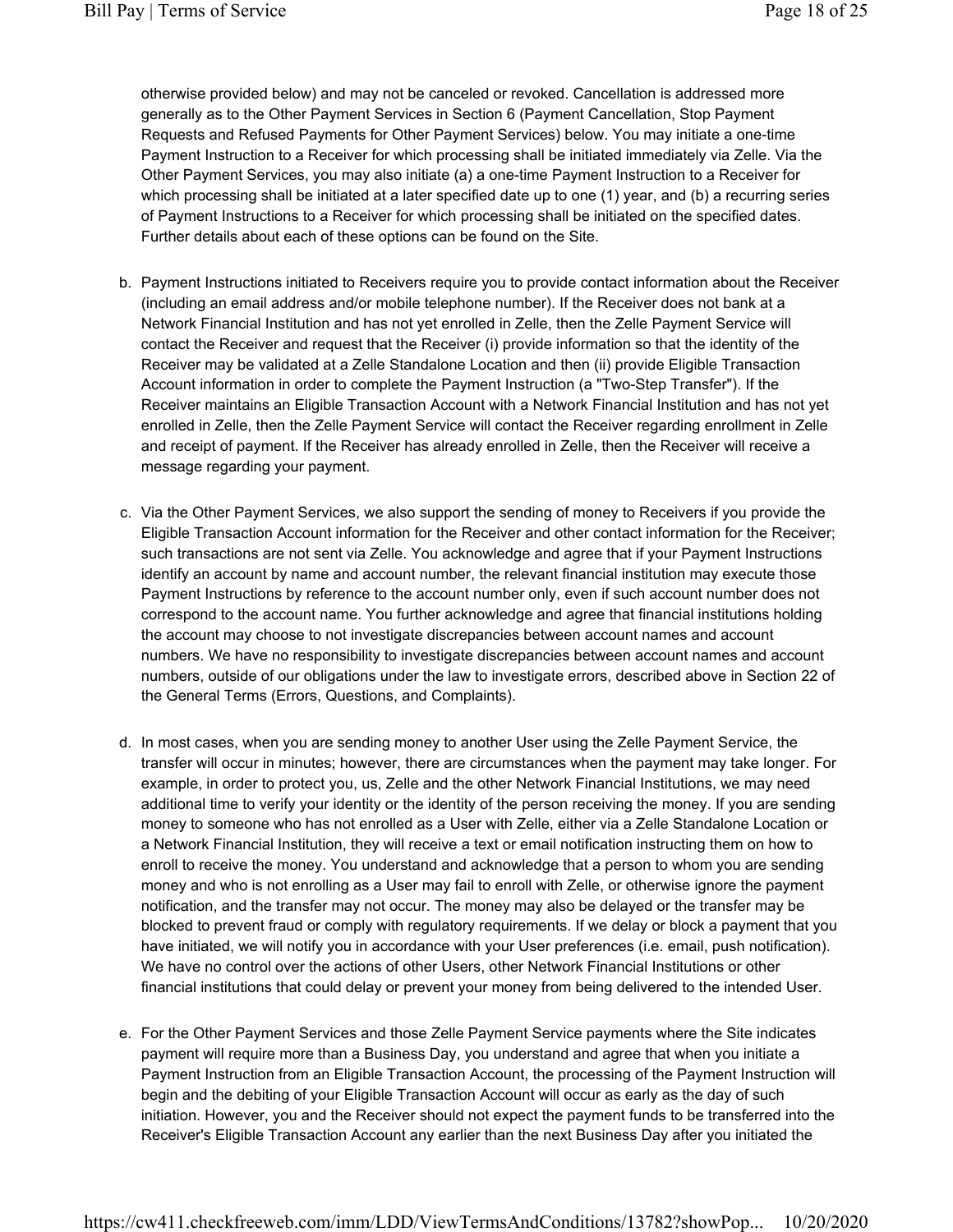otherwise provided below) and may not be canceled or revoked. Cancellation is addressed more generally as to the Other Payment Services in Section 6 (Payment Cancellation, Stop Payment Requests and Refused Payments for Other Payment Services) below. You may initiate a one-time Payment Instruction to a Receiver for which processing shall be initiated immediately via Zelle. Via the Other Payment Services, you may also initiate (a) a one-time Payment Instruction to a Receiver for which processing shall be initiated at a later specified date up to one (1) year, and (b) a recurring series of Payment Instructions to a Receiver for which processing shall be initiated on the specified dates. Further details about each of these options can be found on the Site.

b. Payment Instructions initiated to Receivers require you to provide contact information about the Receiver (including an email address and/or mobile telephone number). If the Receiver does not bank at a Network Financial Institution and has not yet enrolled in Zelle, then the Zelle Payment Service will contact the Receiver and request that the Receiver (i) provide information so that the identity of the Receiver may be validated at a Zelle Standalone Location and then (ii) provide Eligible Transaction Account information in order to complete the Payment Instruction (a "Two-Step Transfer"). If the Receiver maintains an Eligible Transaction Account with a Network Financial Institution and has not yet enrolled in Zelle, then the Zelle Payment Service will contact the Receiver regarding enrollment in Zelle and receipt of payment. If the Receiver has already enrolled in Zelle, then the Receiver will receive a message regarding your payment.

c. Via the Other Payment Services, we also support the sending of money to Receivers if you provide the Eligible Transaction Account information for the Receiver and other contact information for the Receiver; such transactions are not sent via Zelle. You acknowledge and agree that if your Payment Instructions identify an account by name and account number, the relevant financial institution may execute those Payment Instructions by reference to the account number only, even if such account number does not correspond to the account name. You further acknowledge and agree that financial institutions holding the account may choose to not investigate discrepancies between account names and account numbers. We have no responsibility to investigate discrepancies between account names and account numbers, outside of our obligations under the law to investigate errors, described above in Section 22 of the General Terms (Errors, Questions, and Complaints).

d. In most cases, when you are sending money to another User using the Zelle Payment Service, the transfer will occur in minutes; however, there are circumstances when the payment may take longer. For example, in order to protect you, us, Zelle and the other Network Financial Institutions, we may need additional time to verify your identity or the identity of the person receiving the money. If you are sending money to someone who has not enrolled as a User with Zelle, either via a Zelle Standalone Location or a Network Financial Institution, they will receive a text or email notification instructing them on how to enroll to receive the money. You understand and acknowledge that a person to whom you are sending money and who is not enrolling as a User may fail to enroll with Zelle, or otherwise ignore the payment notification, and the transfer may not occur. The money may also be delayed or the transfer may be blocked to prevent fraud or comply with regulatory requirements. If we delay or block a payment that you have initiated, we will notify you in accordance with your User preferences (i.e. email, push notification). We have no control over the actions of other Users, other Network Financial Institutions or other financial institutions that could delay or prevent your money from being delivered to the intended User.

e. For the Other Payment Services and those Zelle Payment Service payments where the Site indicates payment will require more than a Business Day, you understand and agree that when you initiate a Payment Instruction from an Eligible Transaction Account, the processing of the Payment Instruction will begin and the debiting of your Eligible Transaction Account will occur as early as the day of such initiation. However, you and the Receiver should not expect the payment funds to be transferred into the Receiver's Eligible Transaction Account any earlier than the next Business Day after you initiated the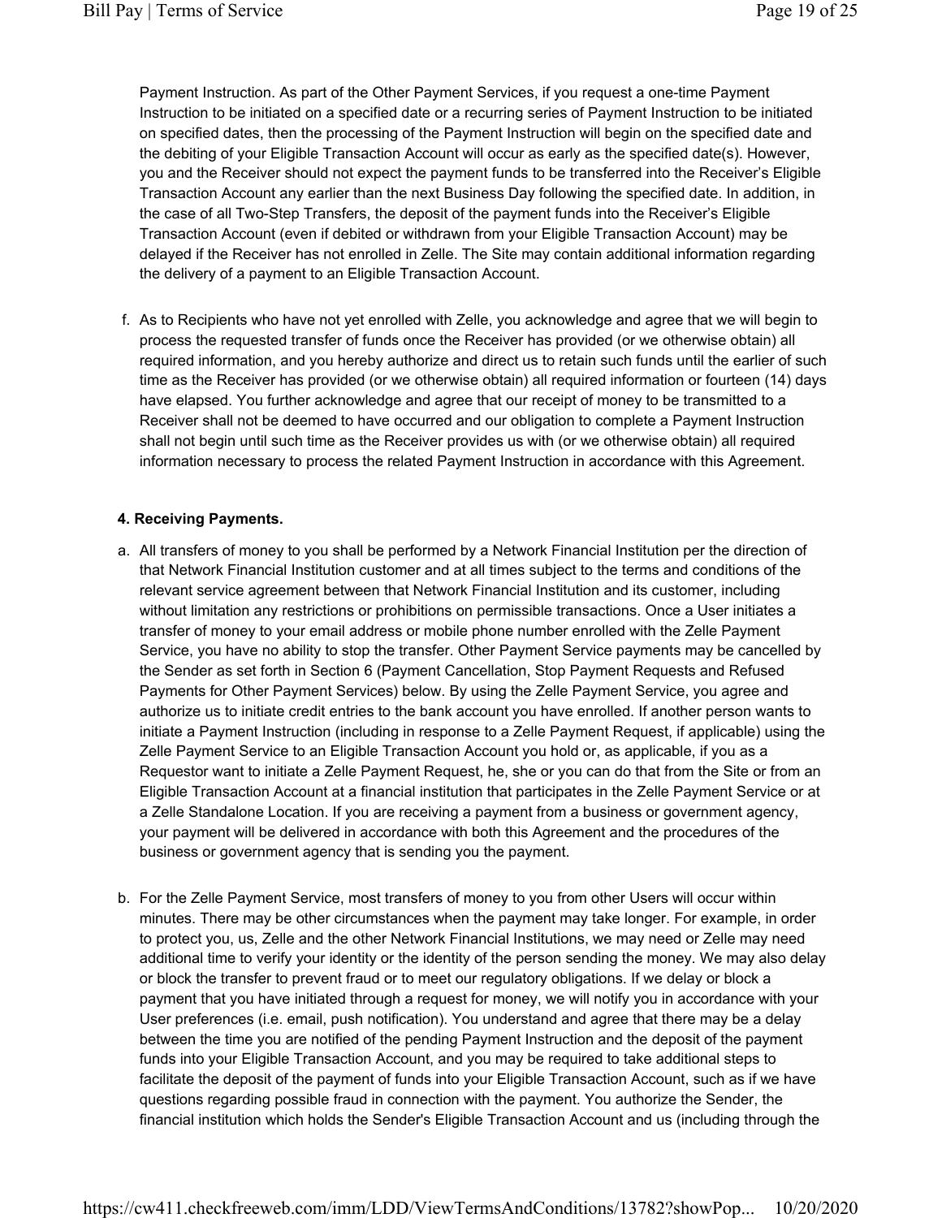Payment Instruction. As part of the Other Payment Services, if you request a one-time Payment Instruction to be initiated on a specified date or a recurring series of Payment Instruction to be initiated on specified dates, then the processing of the Payment Instruction will begin on the specified date and the debiting of your Eligible Transaction Account will occur as early as the specified date(s). However, you and the Receiver should not expect the payment funds to be transferred into the Receiver's Eligible Transaction Account any earlier than the next Business Day following the specified date. In addition, in the case of all Two-Step Transfers, the deposit of the payment funds into the Receiver's Eligible Transaction Account (even if debited or withdrawn from your Eligible Transaction Account) may be delayed if the Receiver has not enrolled in Zelle. The Site may contain additional information regarding the delivery of a payment to an Eligible Transaction Account.

f. As to Recipients who have not yet enrolled with Zelle, you acknowledge and agree that we will begin to process the requested transfer of funds once the Receiver has provided (or we otherwise obtain) all required information, and you hereby authorize and direct us to retain such funds until the earlier of such time as the Receiver has provided (or we otherwise obtain) all required information or fourteen (14) days have elapsed. You further acknowledge and agree that our receipt of money to be transmitted to a Receiver shall not be deemed to have occurred and our obligation to complete a Payment Instruction shall not begin until such time as the Receiver provides us with (or we otherwise obtain) all required information necessary to process the related Payment Instruction in accordance with this Agreement.

**4. Receiving Payments.**

a. All transfers of money to you shall be performed by a Network Financial Institution per the direction of that Network Financial Institution customer and at all times subject to the terms and conditions of the relevant service agreement between that Network Financial Institution and its customer, including without limitation any restrictions or prohibitions on permissible transactions. Once a User initiates a transfer of money to your email address or mobile phone number enrolled with the Zelle Payment Service, you have no ability to stop the transfer. Other Payment Service payments may be cancelled by the Sender as set forth in Section 6 (Payment Cancellation, Stop Payment Requests and Refused Payments for Other Payment Services) below. By using the Zelle Payment Service, you agree and authorize us to initiate credit entries to the bank account you have enrolled. If another person wants to initiate a Payment Instruction (including in response to a Zelle Payment Request, if applicable) using the Zelle Payment Service to an Eligible Transaction Account you hold or, as applicable, if you as a Requestor want to initiate a Zelle Payment Request, he, she or you can do that from the Site or from an Eligible Transaction Account at a financial institution that participates in the Zelle Payment Service or at a Zelle Standalone Location. If you are receiving a payment from a business or government agency, your payment will be delivered in accordance with both this Agreement and the procedures of the business or government agency that is sending you the payment.

b. For the Zelle Payment Service, most transfers of money to you from other Users will occur within minutes. There may be other circumstances when the payment may take longer. For example, in order to protect you, us, Zelle and the other Network Financial Institutions, we may need or Zelle may need additional time to verify your identity or the identity of the person sending the money. We may also delay or block the transfer to prevent fraud or to meet our regulatory obligations. If we delay or block a payment that you have initiated through a request for money, we will notify you in accordance with your User preferences (i.e. email, push notification). You understand and agree that there may be a delay between the time you are notified of the pending Payment Instruction and the deposit of the payment funds into your Eligible Transaction Account, and you may be required to take additional steps to facilitate the deposit of the payment of funds into your Eligible Transaction Account, such as if we have questions regarding possible fraud in connection with the payment. You authorize the Sender, the financial institution which holds the Sender's Eligible Transaction Account and us (including through the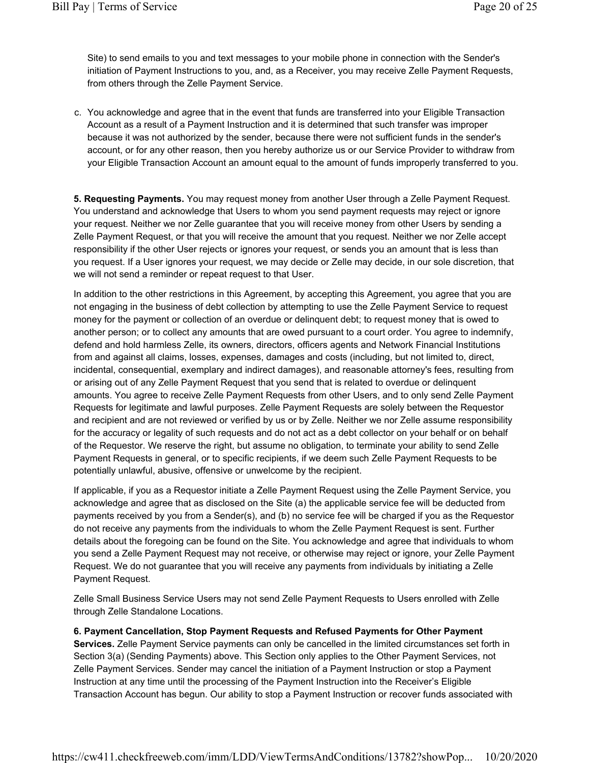Site) to send emails to you and text messages to your mobile phone in connection with the Sender's initiation of Payment Instructions to you, and, as a Receiver, you may receive Zelle Payment Requests, from others through the Zelle Payment Service.

c. You acknowledge and agree that in the event that funds are transferred into your Eligible Transaction Account as a result of a Payment Instruction and it is determined that such transfer was improper because it was not authorized by the sender, because there were not sufficient funds in the sender's account, or for any other reason, then you hereby authorize us or our Service Provider to withdraw from your Eligible Transaction Account an amount equal to the amount of funds improperly transferred to you.

**5. Requesting Payments.** You may request money from another User through a Zelle Payment Request. You understand and acknowledge that Users to whom you send payment requests may reject or ignore your request. Neither we nor Zelle guarantee that you will receive money from other Users by sending a Zelle Payment Request, or that you will receive the amount that you request. Neither we nor Zelle accept responsibility if the other User rejects or ignores your request, or sends you an amount that is less than you request. If a User ignores your request, we may decide or Zelle may decide, in our sole discretion, that we will not send a reminder or repeat request to that User.

In addition to the other restrictions in this Agreement, by accepting this Agreement, you agree that you are not engaging in the business of debt collection by attempting to use the Zelle Payment Service to request money for the payment or collection of an overdue or delinquent debt; to request money that is owed to another person; or to collect any amounts that are owed pursuant to a court order. You agree to indemnify, defend and hold harmless Zelle, its owners, directors, officers agents and Network Financial Institutions from and against all claims, losses, expenses, damages and costs (including, but not limited to, direct, incidental, consequential, exemplary and indirect damages), and reasonable attorney's fees, resulting from or arising out of any Zelle Payment Request that you send that is related to overdue or delinquent amounts. You agree to receive Zelle Payment Requests from other Users, and to only send Zelle Payment Requests for legitimate and lawful purposes. Zelle Payment Requests are solely between the Requestor and recipient and are not reviewed or verified by us or by Zelle. Neither we nor Zelle assume responsibility for the accuracy or legality of such requests and do not act as a debt collector on your behalf or on behalf of the Requestor. We reserve the right, but assume no obligation, to terminate your ability to send Zelle Payment Requests in general, or to specific recipients, if we deem such Zelle Payment Requests to be potentially unlawful, abusive, offensive or unwelcome by the recipient.

If applicable, if you as a Requestor initiate a Zelle Payment Request using the Zelle Payment Service, you acknowledge and agree that as disclosed on the Site (a) the applicable service fee will be deducted from payments received by you from a Sender(s), and (b) no service fee will be charged if you as the Requestor do not receive any payments from the individuals to whom the Zelle Payment Request is sent. Further details about the foregoing can be found on the Site. You acknowledge and agree that individuals to whom you send a Zelle Payment Request may not receive, or otherwise may reject or ignore, your Zelle Payment Request. We do not guarantee that you will receive any payments from individuals by initiating a Zelle Payment Request.

Zelle Small Business Service Users may not send Zelle Payment Requests to Users enrolled with Zelle through Zelle Standalone Locations.

**6. Payment Cancellation, Stop Payment Requests and Refused Payments for Other Payment Services.** Zelle Payment Service payments can only be cancelled in the limited circumstances set forth in Section 3(a) (Sending Payments) above. This Section only applies to the Other Payment Services, not Zelle Payment Services. Sender may cancel the initiation of a Payment Instruction or stop a Payment Instruction at any time until the processing of the Payment Instruction into the Receiver's Eligible Transaction Account has begun. Our ability to stop a Payment Instruction or recover funds associated with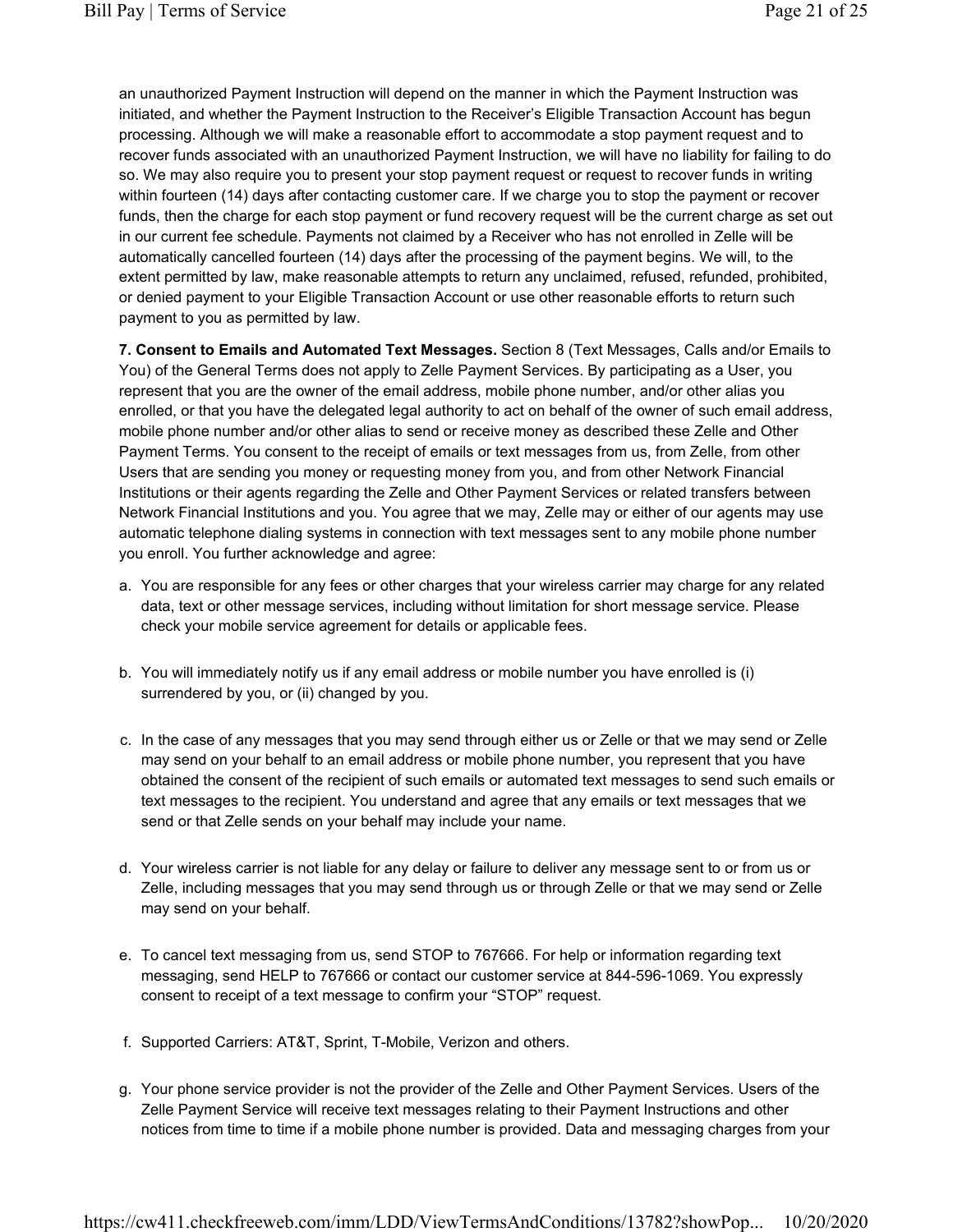an unauthorized Payment Instruction will depend on the manner in which the Payment Instruction was initiated, and whether the Payment Instruction to the Receiver's Eligible Transaction Account has begun processing. Although we will make a reasonable effort to accommodate a stop payment request and to recover funds associated with an unauthorized Payment Instruction, we will have no liability for failing to do so. We may also require you to present your stop payment request or request to recover funds in writing within fourteen (14) days after contacting customer care. If we charge you to stop the payment or recover funds, then the charge for each stop payment or fund recovery request will be the current charge as set out in our current fee schedule. Payments not claimed by a Receiver who has not enrolled in Zelle will be automatically cancelled fourteen (14) days after the processing of the payment begins. We will, to the extent permitted by law, make reasonable attempts to return any unclaimed, refused, refunded, prohibited, or denied payment to your Eligible Transaction Account or use other reasonable efforts to return such payment to you as permitted by law.

**7. Consent to Emails and Automated Text Messages.** Section 8 (Text Messages, Calls and/or Emails to You) of the General Terms does not apply to Zelle Payment Services. By participating as a User, you represent that you are the owner of the email address, mobile phone number, and/or other alias you enrolled, or that you have the delegated legal authority to act on behalf of the owner of such email address, mobile phone number and/or other alias to send or receive money as described these Zelle and Other Payment Terms. You consent to the receipt of emails or text messages from us, from Zelle, from other Users that are sending you money or requesting money from you, and from other Network Financial Institutions or their agents regarding the Zelle and Other Payment Services or related transfers between Network Financial Institutions and you. You agree that we may, Zelle may or either of our agents may use automatic telephone dialing systems in connection with text messages sent to any mobile phone number you enroll. You further acknowledge and agree:

a. You are responsible for any fees or other charges that your wireless carrier may charge for any related data, text or other message services, including without limitation for short message service. Please check your mobile service agreement for details or applicable fees.

b. You will immediately notify us if any email address or mobile number you have enrolled is (i) surrendered by you, or (ii) changed by you.

c. In the case of any messages that you may send through either us or Zelle or that we may send or Zelle may send on your behalf to an email address or mobile phone number, you represent that you have obtained the consent of the recipient of such emails or automated text messages to send such emails or text messages to the recipient. You understand and agree that any emails or text messages that we send or that Zelle sends on your behalf may include your name.

d. Your wireless carrier is not liable for any delay or failure to deliver any message sent to or from us or Zelle, including messages that you may send through us or through Zelle or that we may send or Zelle may send on your behalf.

e. To cancel text messaging from us, send STOP to 767666. For help or information regarding text messaging, send HELP to 767666 or contact our customer service at 844-596-1069. You expressly consent to receipt of a text message to confirm your "STOP" request.

f. Supported Carriers: AT&T, Sprint, T-Mobile, Verizon and others.

g. Your phone service provider is not the provider of the Zelle and Other Payment Services. Users of the Zelle Payment Service will receive text messages relating to their Payment Instructions and other notices from time to time if a mobile phone number is provided. Data and messaging charges from your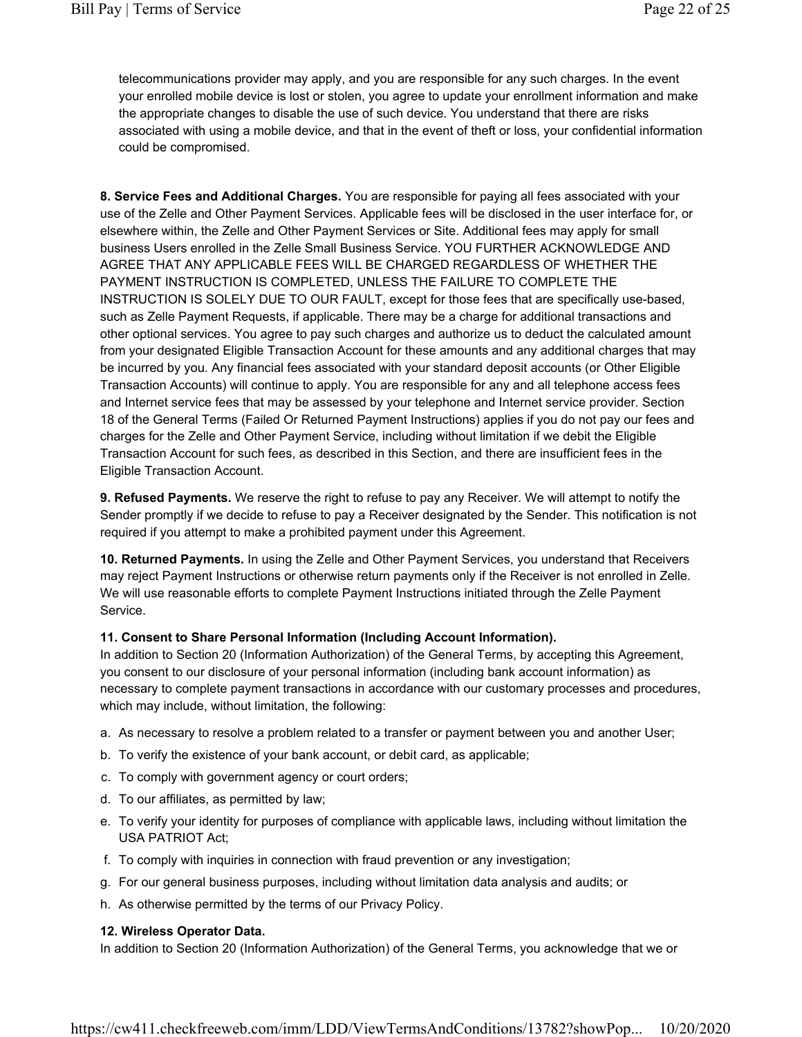telecommunications provider may apply, and you are responsible for any such charges. In the event your enrolled mobile device is lost or stolen, you agree to update your enrollment information and make the appropriate changes to disable the use of such device. You understand that there are risks associated with using a mobile device, and that in the event of theft or loss, your confidential information could be compromised.

**8. Service Fees and Additional Charges.** You are responsible for paying all fees associated with your use of the Zelle and Other Payment Services. Applicable fees will be disclosed in the user interface for, or elsewhere within, the Zelle and Other Payment Services or Site. Additional fees may apply for small business Users enrolled in the Zelle Small Business Service. YOU FURTHER ACKNOWLEDGE AND AGREE THAT ANY APPLICABLE FEES WILL BE CHARGED REGARDLESS OF WHETHER THE PAYMENT INSTRUCTION IS COMPLETED, UNLESS THE FAILURE TO COMPLETE THE INSTRUCTION IS SOLELY DUE TO OUR FAULT, except for those fees that are specifically use-based, such as Zelle Payment Requests, if applicable. There may be a charge for additional transactions and other optional services. You agree to pay such charges and authorize us to deduct the calculated amount from your designated Eligible Transaction Account for these amounts and any additional charges that may be incurred by you. Any financial fees associated with your standard deposit accounts (or Other Eligible Transaction Accounts) will continue to apply. You are responsible for any and all telephone access fees and Internet service fees that may be assessed by your telephone and Internet service provider. Section 18 of the General Terms (Failed Or Returned Payment Instructions) applies if you do not pay our fees and charges for the Zelle and Other Payment Service, including without limitation if we debit the Eligible Transaction Account for such fees, as described in this Section, and there are insufficient fees in the Eligible Transaction Account.

**9. Refused Payments.** We reserve the right to refuse to pay any Receiver. We will attempt to notify the Sender promptly if we decide to refuse to pay a Receiver designated by the Sender. This notification is not required if you attempt to make a prohibited payment under this Agreement.

**10. Returned Payments.** In using the Zelle and Other Payment Services, you understand that Receivers may reject Payment Instructions or otherwise return payments only if the Receiver is not enrolled in Zelle. We will use reasonable efforts to complete Payment Instructions initiated through the Zelle Payment Service.

**11. Consent to Share Personal Information (Including Account Information).**
In addition to Section 20 (Information Authorization) of the General Terms, by accepting this Agreement, you consent to our disclosure of your personal information (including bank account information) as necessary to complete payment transactions in accordance with our customary processes and procedures, which may include, without limitation, the following:

a. As necessary to resolve a problem related to a transfer or payment between you and another User;
b. To verify the existence of your bank account, or debit card, as applicable;
c. To comply with government agency or court orders;
d. To our affiliates, as permitted by law;
e. To verify your identity for purposes of compliance with applicable laws, including without limitation the USA PATRIOT Act;
f. To comply with inquiries in connection with fraud prevention or any investigation;
g. For our general business purposes, including without limitation data analysis and audits; or
h. As otherwise permitted by the terms of our Privacy Policy.

**12. Wireless Operator Data.**
In addition to Section 20 (Information Authorization) of the General Terms, you acknowledge that we or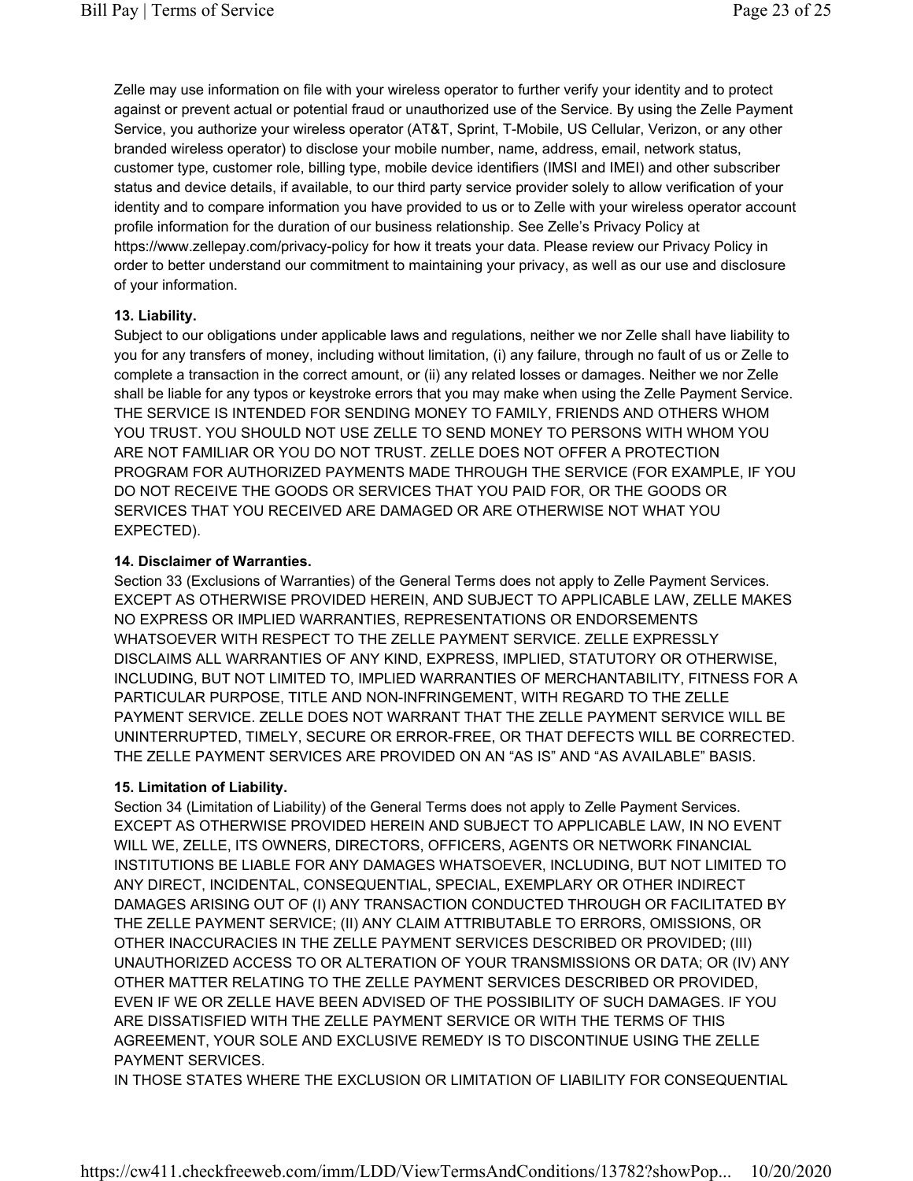Zelle may use information on file with your wireless operator to further verify your identity and to protect against or prevent actual or potential fraud or unauthorized use of the Service. By using the Zelle Payment Service, you authorize your wireless operator (AT&T, Sprint, T-Mobile, US Cellular, Verizon, or any other branded wireless operator) to disclose your mobile number, name, address, email, network status, customer type, customer role, billing type, mobile device identifiers (IMSI and IMEI) and other subscriber status and device details, if available, to our third party service provider solely to allow verification of your identity and to compare information you have provided to us or to Zelle with your wireless operator account profile information for the duration of our business relationship. See Zelle's Privacy Policy at https://www.zellepay.com/privacy-policy for how it treats your data. Please review our Privacy Policy in order to better understand our commitment to maintaining your privacy, as well as our use and disclosure of your information.

**13. Liability.**

Subject to our obligations under applicable laws and regulations, neither we nor Zelle shall have liability to you for any transfers of money, including without limitation, (i) any failure, through no fault of us or Zelle to complete a transaction in the correct amount, or (ii) any related losses or damages. Neither we nor Zelle shall be liable for any typos or keystroke errors that you may make when using the Zelle Payment Service. THE SERVICE IS INTENDED FOR SENDING MONEY TO FAMILY, FRIENDS AND OTHERS WHOM YOU TRUST. YOU SHOULD NOT USE ZELLE TO SEND MONEY TO PERSONS WITH WHOM YOU ARE NOT FAMILIAR OR YOU DO NOT TRUST. ZELLE DOES NOT OFFER A PROTECTION PROGRAM FOR AUTHORIZED PAYMENTS MADE THROUGH THE SERVICE (FOR EXAMPLE, IF YOU DO NOT RECEIVE THE GOODS OR SERVICES THAT YOU PAID FOR, OR THE GOODS OR SERVICES THAT YOU RECEIVED ARE DAMAGED OR ARE OTHERWISE NOT WHAT YOU EXPECTED).

**14. Disclaimer of Warranties.**

Section 33 (Exclusions of Warranties) of the General Terms does not apply to Zelle Payment Services. EXCEPT AS OTHERWISE PROVIDED HEREIN, AND SUBJECT TO APPLICABLE LAW, ZELLE MAKES NO EXPRESS OR IMPLIED WARRANTIES, REPRESENTATIONS OR ENDORSEMENTS WHATSOEVER WITH RESPECT TO THE ZELLE PAYMENT SERVICE. ZELLE EXPRESSLY DISCLAIMS ALL WARRANTIES OF ANY KIND, EXPRESS, IMPLIED, STATUTORY OR OTHERWISE, INCLUDING, BUT NOT LIMITED TO, IMPLIED WARRANTIES OF MERCHANTABILITY, FITNESS FOR A PARTICULAR PURPOSE, TITLE AND NON-INFRINGEMENT, WITH REGARD TO THE ZELLE PAYMENT SERVICE. ZELLE DOES NOT WARRANT THAT THE ZELLE PAYMENT SERVICE WILL BE UNINTERRUPTED, TIMELY, SECURE OR ERROR-FREE, OR THAT DEFECTS WILL BE CORRECTED. THE ZELLE PAYMENT SERVICES ARE PROVIDED ON AN "AS IS" AND "AS AVAILABLE" BASIS.

**15. Limitation of Liability.**

Section 34 (Limitation of Liability) of the General Terms does not apply to Zelle Payment Services. EXCEPT AS OTHERWISE PROVIDED HEREIN AND SUBJECT TO APPLICABLE LAW, IN NO EVENT WILL WE, ZELLE, ITS OWNERS, DIRECTORS, OFFICERS, AGENTS OR NETWORK FINANCIAL INSTITUTIONS BE LIABLE FOR ANY DAMAGES WHATSOEVER, INCLUDING, BUT NOT LIMITED TO ANY DIRECT, INCIDENTAL, CONSEQUENTIAL, SPECIAL, EXEMPLARY OR OTHER INDIRECT DAMAGES ARISING OUT OF (I) ANY TRANSACTION CONDUCTED THROUGH OR FACILITATED BY THE ZELLE PAYMENT SERVICE; (II) ANY CLAIM ATTRIBUTABLE TO ERRORS, OMISSIONS, OR OTHER INACCURACIES IN THE ZELLE PAYMENT SERVICES DESCRIBED OR PROVIDED; (III) UNAUTHORIZED ACCESS TO OR ALTERATION OF YOUR TRANSMISSIONS OR DATA; OR (IV) ANY OTHER MATTER RELATING TO THE ZELLE PAYMENT SERVICES DESCRIBED OR PROVIDED, EVEN IF WE OR ZELLE HAVE BEEN ADVISED OF THE POSSIBILITY OF SUCH DAMAGES. IF YOU ARE DISSATISFIED WITH THE ZELLE PAYMENT SERVICE OR WITH THE TERMS OF THIS AGREEMENT, YOUR SOLE AND EXCLUSIVE REMEDY IS TO DISCONTINUE USING THE ZELLE PAYMENT SERVICES.

IN THOSE STATES WHERE THE EXCLUSION OR LIMITATION OF LIABILITY FOR CONSEQUENTIAL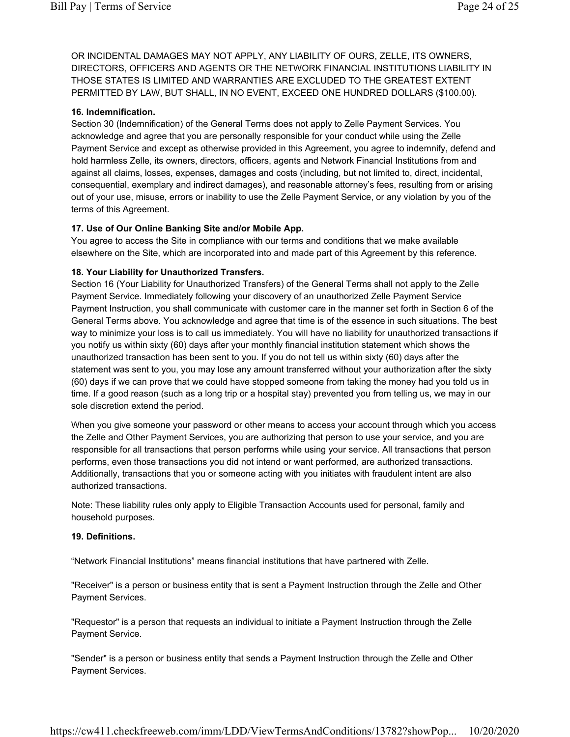OR INCIDENTAL DAMAGES MAY NOT APPLY, ANY LIABILITY OF OURS, ZELLE, ITS OWNERS, DIRECTORS, OFFICERS AND AGENTS OR THE NETWORK FINANCIAL INSTITUTIONS LIABILITY IN THOSE STATES IS LIMITED AND WARRANTIES ARE EXCLUDED TO THE GREATEST EXTENT PERMITTED BY LAW, BUT SHALL, IN NO EVENT, EXCEED ONE HUNDRED DOLLARS ($100.00).

**16. Indemnification.**
Section 30 (Indemnification) of the General Terms does not apply to Zelle Payment Services. You acknowledge and agree that you are personally responsible for your conduct while using the Zelle Payment Service and except as otherwise provided in this Agreement, you agree to indemnify, defend and hold harmless Zelle, its owners, directors, officers, agents and Network Financial Institutions from and against all claims, losses, expenses, damages and costs (including, but not limited to, direct, incidental, consequential, exemplary and indirect damages), and reasonable attorney's fees, resulting from or arising out of your use, misuse, errors or inability to use the Zelle Payment Service, or any violation by you of the terms of this Agreement.

**17. Use of Our Online Banking Site and/or Mobile App.**
You agree to access the Site in compliance with our terms and conditions that we make available elsewhere on the Site, which are incorporated into and made part of this Agreement by this reference.

**18. Your Liability for Unauthorized Transfers.**
Section 16 (Your Liability for Unauthorized Transfers) of the General Terms shall not apply to the Zelle Payment Service. Immediately following your discovery of an unauthorized Zelle Payment Service Payment Instruction, you shall communicate with customer care in the manner set forth in Section 6 of the General Terms above. You acknowledge and agree that time is of the essence in such situations. The best way to minimize your loss is to call us immediately. You will have no liability for unauthorized transactions if you notify us within sixty (60) days after your monthly financial institution statement which shows the unauthorized transaction has been sent to you. If you do not tell us within sixty (60) days after the statement was sent to you, you may lose any amount transferred without your authorization after the sixty (60) days if we can prove that we could have stopped someone from taking the money had you told us in time. If a good reason (such as a long trip or a hospital stay) prevented you from telling us, we may in our sole discretion extend the period.

When you give someone your password or other means to access your account through which you access the Zelle and Other Payment Services, you are authorizing that person to use your service, and you are responsible for all transactions that person performs while using your service. All transactions that person performs, even those transactions you did not intend or want performed, are authorized transactions. Additionally, transactions that you or someone acting with you initiates with fraudulent intent are also authorized transactions.

Note: These liability rules only apply to Eligible Transaction Accounts used for personal, family and household purposes.

**19. Definitions.**

"Network Financial Institutions" means financial institutions that have partnered with Zelle.

"Receiver" is a person or business entity that is sent a Payment Instruction through the Zelle and Other Payment Services.

"Requestor" is a person that requests an individual to initiate a Payment Instruction through the Zelle Payment Service.

"Sender" is a person or business entity that sends a Payment Instruction through the Zelle and Other Payment Services.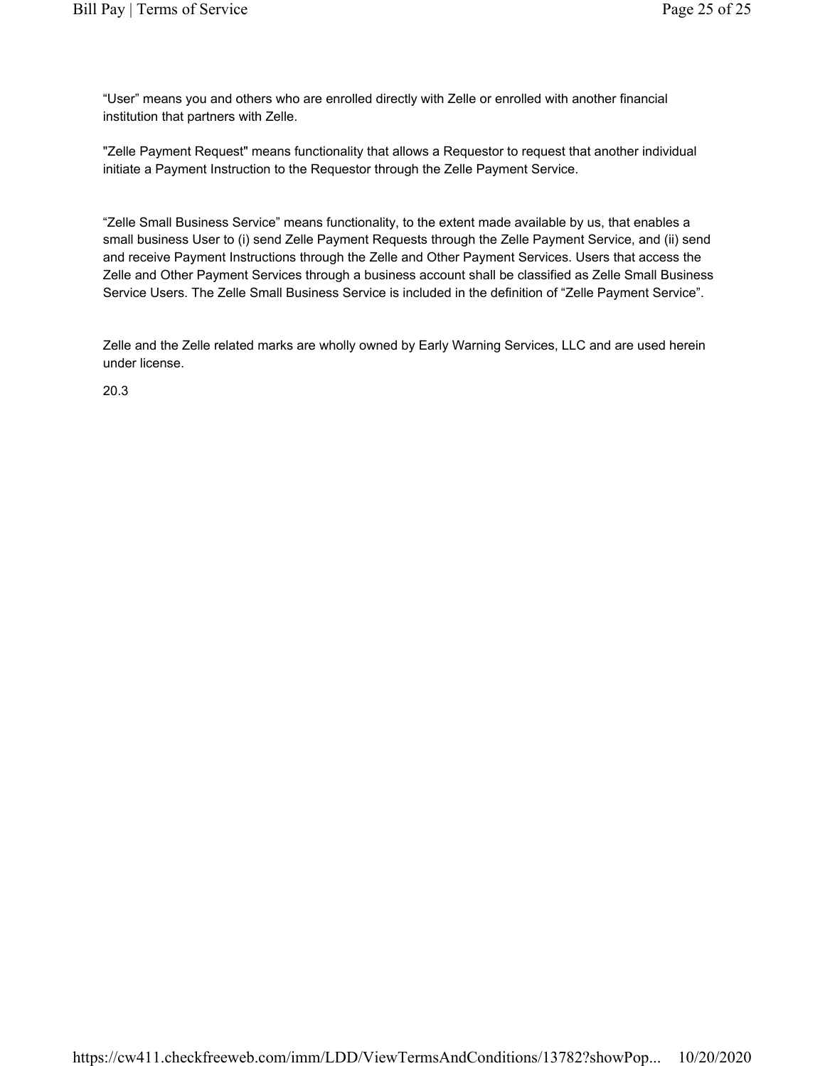“User” means you and others who are enrolled directly with Zelle or enrolled with another financial institution that partners with Zelle.

"Zelle Payment Request" means functionality that allows a Requestor to request that another individual initiate a Payment Instruction to the Requestor through the Zelle Payment Service.

“Zelle Small Business Service” means functionality, to the extent made available by us, that enables a small business User to (i) send Zelle Payment Requests through the Zelle Payment Service, and (ii) send and receive Payment Instructions through the Zelle and Other Payment Services. Users that access the Zelle and Other Payment Services through a business account shall be classified as Zelle Small Business Service Users. The Zelle Small Business Service is included in the definition of “Zelle Payment Service”.

Zelle and the Zelle related marks are wholly owned by Early Warning Services, LLC and are used herein under license.

20.3